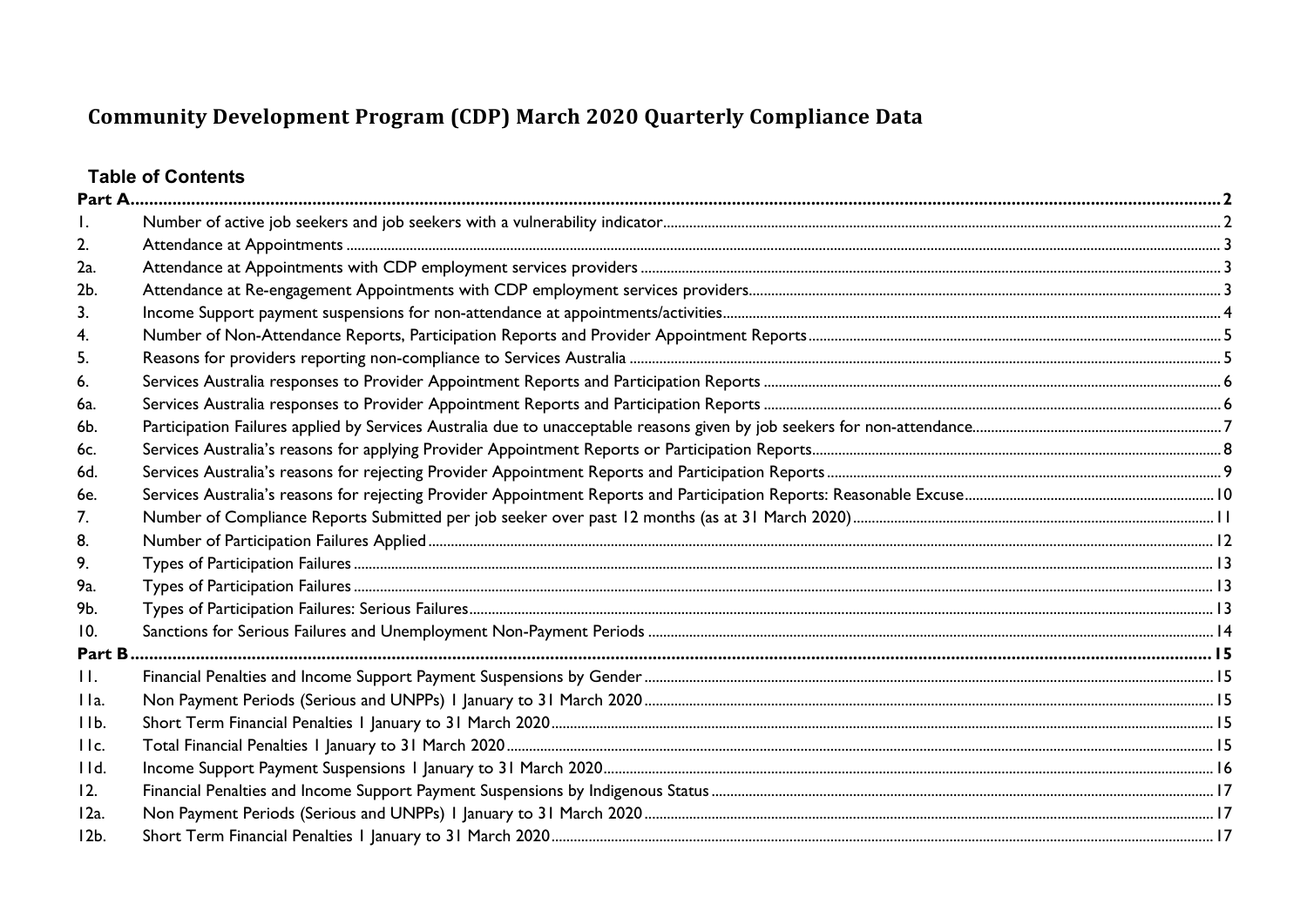# Community Development Program (CDP) March 2020 Quarterly Compliance Data

## Table of Contents

| | | |
|---|---|---|
| **Part A** | | **2** |
| 1. | Number of active job seekers and job seekers with a vulnerability indicator | 2 |
| 2. | Attendance at Appointments | 3 |
| 2a. | Attendance at Appointments with CDP employment services providers | 3 |
| 2b. | Attendance at Re-engagement Appointments with CDP employment services providers | 3 |
| 3. | Income Support payment suspensions for non-attendance at appointments/activities | 4 |
| 4. | Number of Non-Attendance Reports, Participation Reports and Provider Appointment Reports | 5 |
| 5. | Reasons for providers reporting non-compliance to Services Australia | 5 |
| 6. | Services Australia responses to Provider Appointment Reports and Participation Reports | 6 |
| 6a. | Services Australia responses to Provider Appointment Reports and Participation Reports | 6 |
| 6b. | Participation Failures applied by Services Australia due to unacceptable reasons given by job seekers for non-attendance | 7 |
| 6c. | Services Australia's reasons for applying Provider Appointment Reports or Participation Reports | 8 |
| 6d. | Services Australia's reasons for rejecting Provider Appointment Reports and Participation Reports | 9 |
| 6e. | Services Australia's reasons for rejecting Provider Appointment Reports and Participation Reports: Reasonable Excuse | 10 |
| 7. | Number of Compliance Reports Submitted per job seeker over past 12 months (as at 31 March 2020) | 11 |
| 8. | Number of Participation Failures Applied | 12 |
| 9. | Types of Participation Failures | 13 |
| 9a. | Types of Participation Failures | 13 |
| 9b. | Types of Participation Failures: Serious Failures | 13 |
| 10. | Sanctions for Serious Failures and Unemployment Non-Payment Periods | 14 |
| **Part B** | | **15** |
| 11. | Financial Penalties and Income Support Payment Suspensions by Gender | 15 |
| 11a. | Non Payment Periods (Serious and UNPPs) 1 January to 31 March 2020 | 15 |
| 11b. | Short Term Financial Penalties 1 January to 31 March 2020 | 15 |
| 11c. | Total Financial Penalties 1 January to 31 March 2020 | 15 |
| 11d. | Income Support Payment Suspensions 1 January to 31 March 2020 | 16 |
| 12. | Financial Penalties and Income Support Payment Suspensions by Indigenous Status | 17 |
| 12a. | Non Payment Periods (Serious and UNPPs) 1 January to 31 March 2020 | 17 |
| 12b. | Short Term Financial Penalties 1 January to 31 March 2020 | 17 |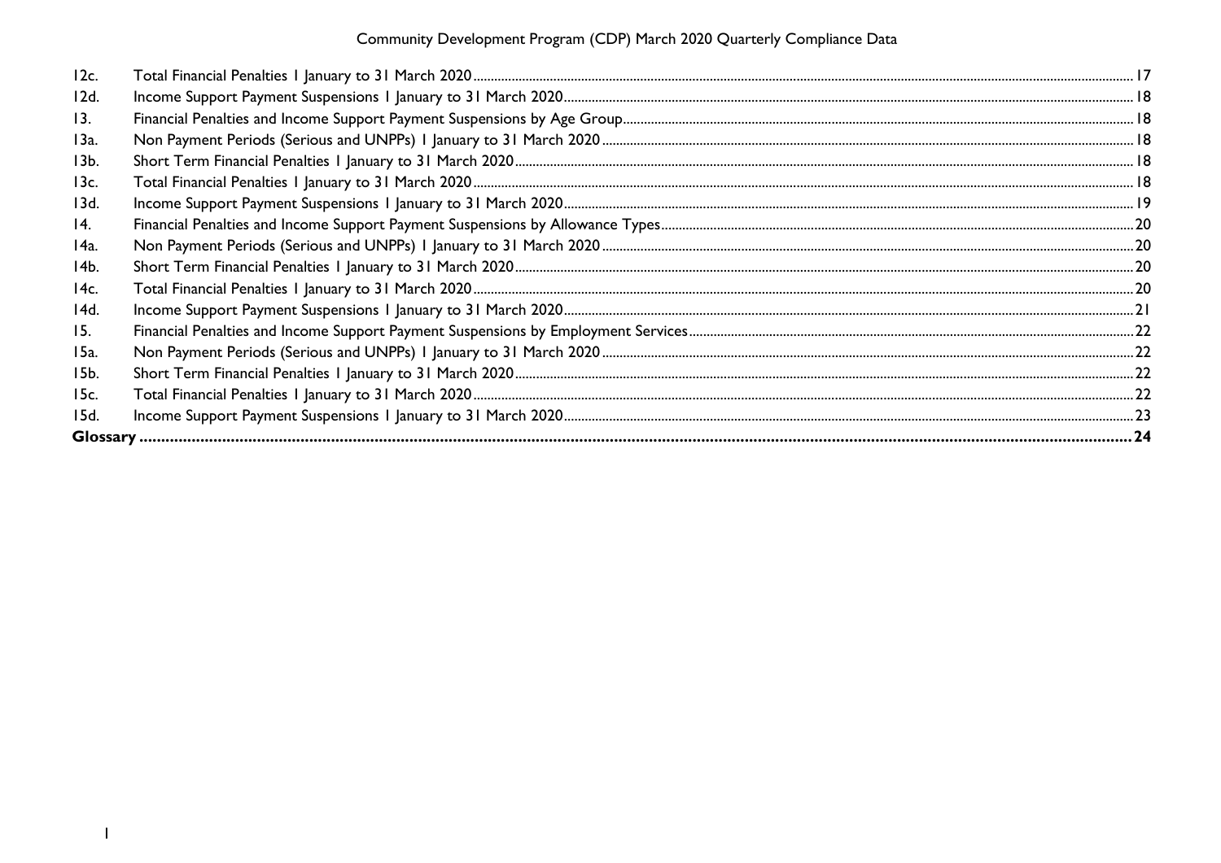| | | |
|---|---|---|
| 12c. | Total Financial Penalties 1 January to 31 March 2020 | 17 |
| 12d. | Income Support Payment Suspensions 1 January to 31 March 2020 | 18 |
| 13. | Financial Penalties and Income Support Payment Suspensions by Age Group | 18 |
| 13a. | Non Payment Periods (Serious and UNPPs) 1 January to 31 March 2020 | 18 |
| 13b. | Short Term Financial Penalties 1 January to 31 March 2020 | 18 |
| 13c. | Total Financial Penalties 1 January to 31 March 2020 | 18 |
| 13d. | Income Support Payment Suspensions 1 January to 31 March 2020 | 19 |
| 14. | Financial Penalties and Income Support Payment Suspensions by Allowance Types | 20 |
| 14a. | Non Payment Periods (Serious and UNPPs) 1 January to 31 March 2020 | 20 |
| 14b. | Short Term Financial Penalties 1 January to 31 March 2020 | 20 |
| 14c. | Total Financial Penalties 1 January to 31 March 2020 | 20 |
| 14d. | Income Support Payment Suspensions 1 January to 31 March 2020 | 21 |
| 15. | Financial Penalties and Income Support Payment Suspensions by Employment Services | 22 |
| 15a. | Non Payment Periods (Serious and UNPPs) 1 January to 31 March 2020 | 22 |
| 15b. | Short Term Financial Penalties 1 January to 31 March 2020 | 22 |
| 15c. | Total Financial Penalties 1 January to 31 March 2020 | 22 |
| 15d. | Income Support Payment Suspensions 1 January to 31 March 2020 | 23 |
| **Glossary** | | **24** |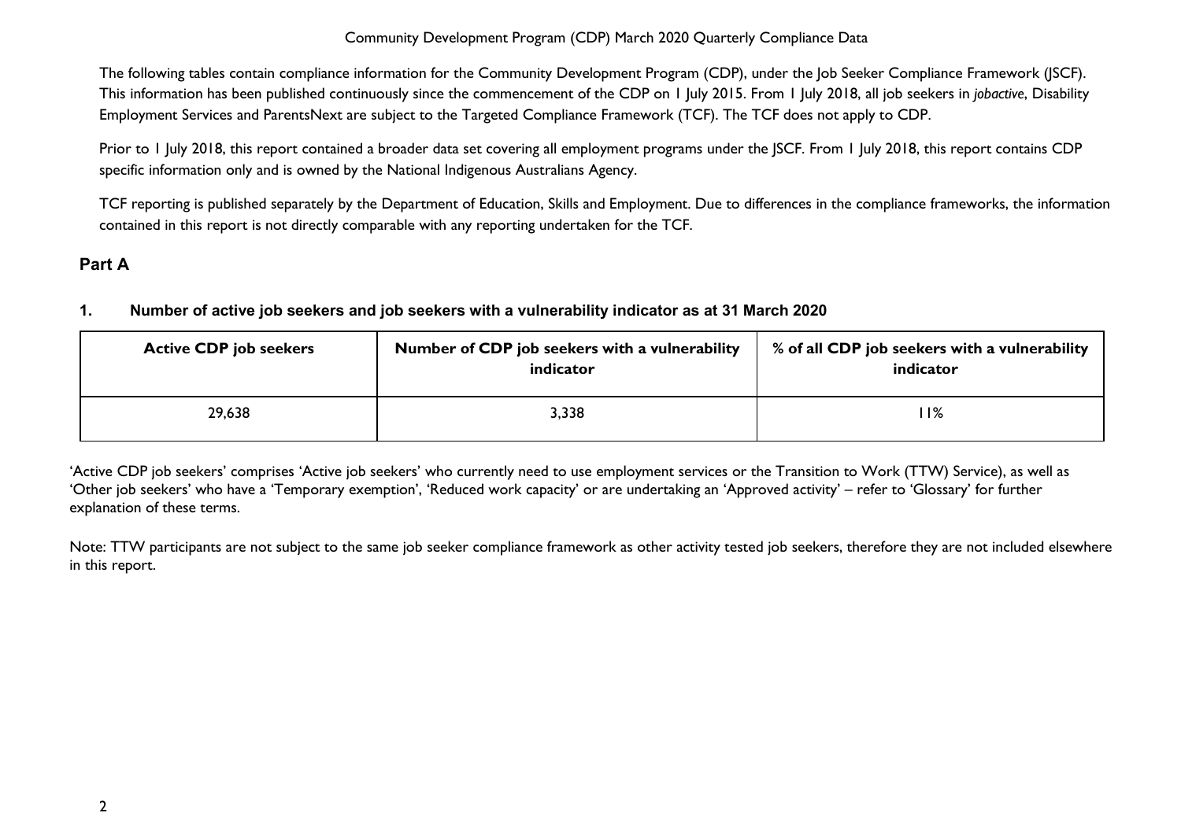The following tables contain compliance information for the Community Development Program (CDP), under the Job Seeker Compliance Framework (JSCF). This information has been published continuously since the commencement of the CDP on 1 July 2015. From 1 July 2018, all job seekers in *jobactive*, Disability Employment Services and ParentsNext are subject to the Targeted Compliance Framework (TCF). The TCF does not apply to CDP.

Prior to 1 July 2018, this report contained a broader data set covering all employment programs under the JSCF. From 1 July 2018, this report contains CDP specific information only and is owned by the National Indigenous Australians Agency.

TCF reporting is published separately by the Department of Education, Skills and Employment. Due to differences in the compliance frameworks, the information contained in this report is not directly comparable with any reporting undertaken for the TCF.

## Part A

### 1. Number of active job seekers and job seekers with a vulnerability indicator as at 31 March 2020

| Active CDP job seekers | Number of CDP job seekers with a vulnerability indicator | % of all CDP job seekers with a vulnerability indicator |
|---|---|---|
| 29,638 | 3,338 | 11% |

'Active CDP job seekers' comprises 'Active job seekers' who currently need to use employment services or the Transition to Work (TTW) Service), as well as 'Other job seekers' who have a 'Temporary exemption', 'Reduced work capacity' or are undertaking an 'Approved activity' – refer to 'Glossary' for further explanation of these terms.

Note: TTW participants are not subject to the same job seeker compliance framework as other activity tested job seekers, therefore they are not included elsewhere in this report.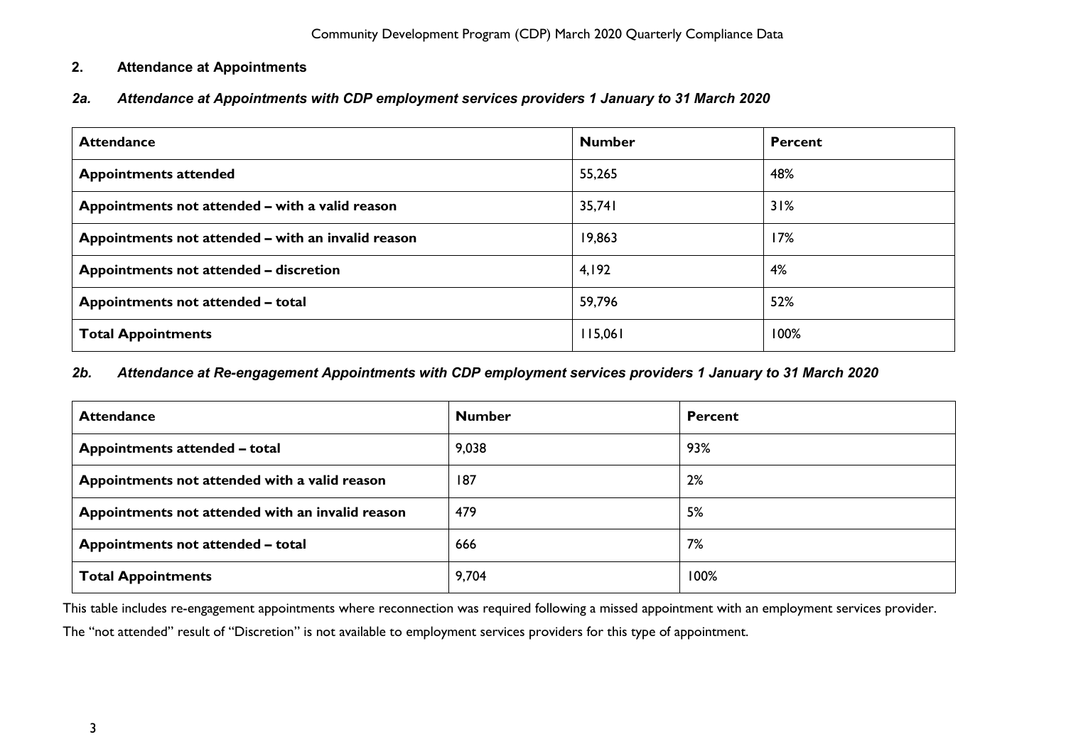## 2. Attendance at Appointments

### *2a. Attendance at Appointments with CDP employment services providers 1 January to 31 March 2020*

| Attendance | Number | Percent |
|---|---|---|
| Appointments attended | 55,265 | 48% |
| Appointments not attended – with a valid reason | 35,741 | 31% |
| Appointments not attended – with an invalid reason | 19,863 | 17% |
| Appointments not attended – discretion | 4,192 | 4% |
| Appointments not attended – total | 59,796 | 52% |
| Total Appointments | 115,061 | 100% |

### *2b. Attendance at Re-engagement Appointments with CDP employment services providers 1 January to 31 March 2020*

| Attendance | Number | Percent |
|---|---|---|
| Appointments attended – total | 9,038 | 93% |
| Appointments not attended with a valid reason | 187 | 2% |
| Appointments not attended with an invalid reason | 479 | 5% |
| Appointments not attended – total | 666 | 7% |
| Total Appointments | 9,704 | 100% |

This table includes re-engagement appointments where reconnection was required following a missed appointment with an employment services provider.

The "not attended" result of "Discretion" is not available to employment services providers for this type of appointment.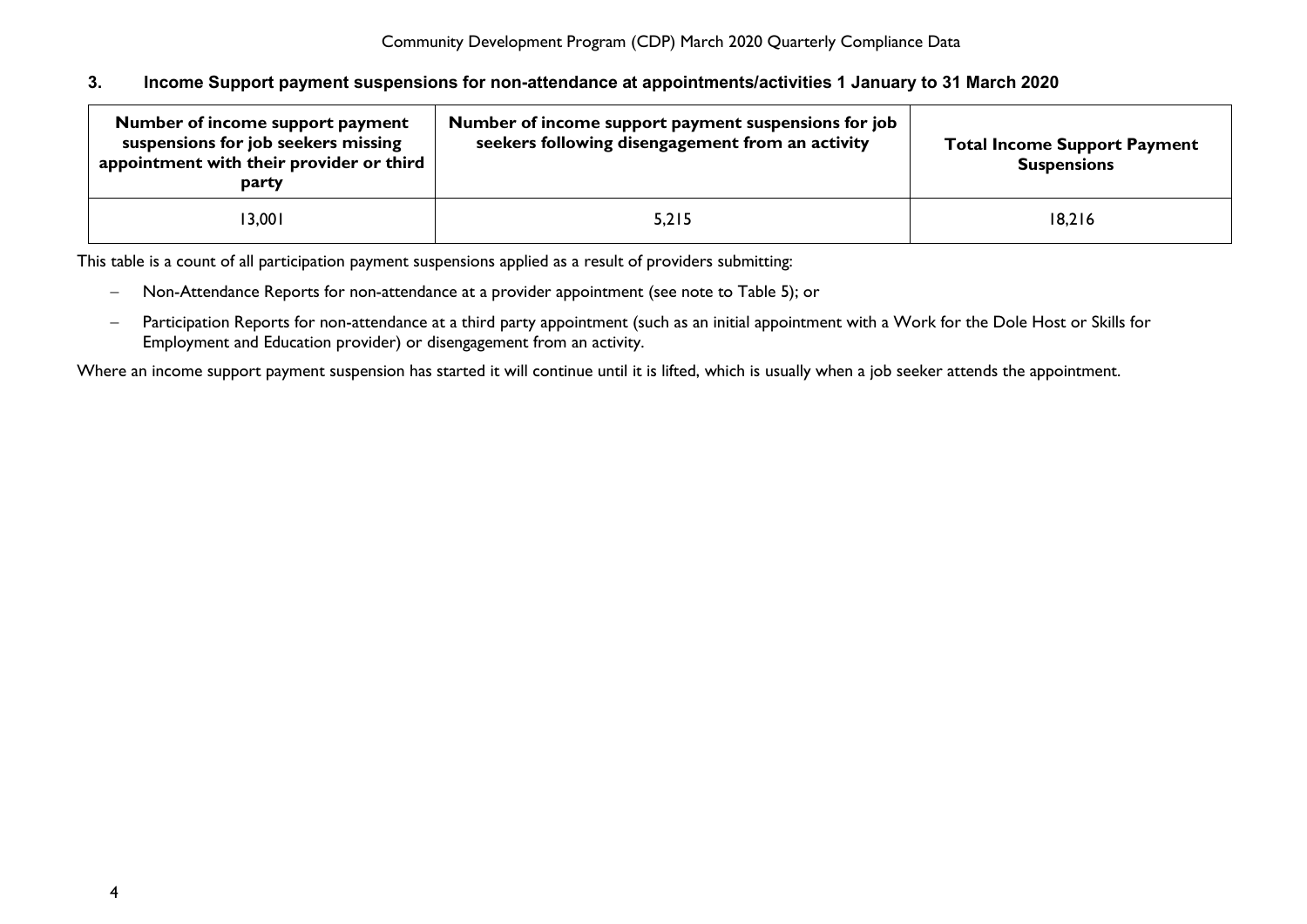### 3. Income Support payment suspensions for non-attendance at appointments/activities 1 January to 31 March 2020

| Number of income support payment suspensions for job seekers missing appointment with their provider or third party | Number of income support payment suspensions for job seekers following disengagement from an activity | Total Income Support Payment Suspensions |
|---|---|---|
| 13,001 | 5,215 | 18,216 |

This table is a count of all participation payment suspensions applied as a result of providers submitting:

- Non-Attendance Reports for non-attendance at a provider appointment (see note to Table 5); or
- Participation Reports for non-attendance at a third party appointment (such as an initial appointment with a Work for the Dole Host or Skills for Employment and Education provider) or disengagement from an activity.

Where an income support payment suspension has started it will continue until it is lifted, which is usually when a job seeker attends the appointment.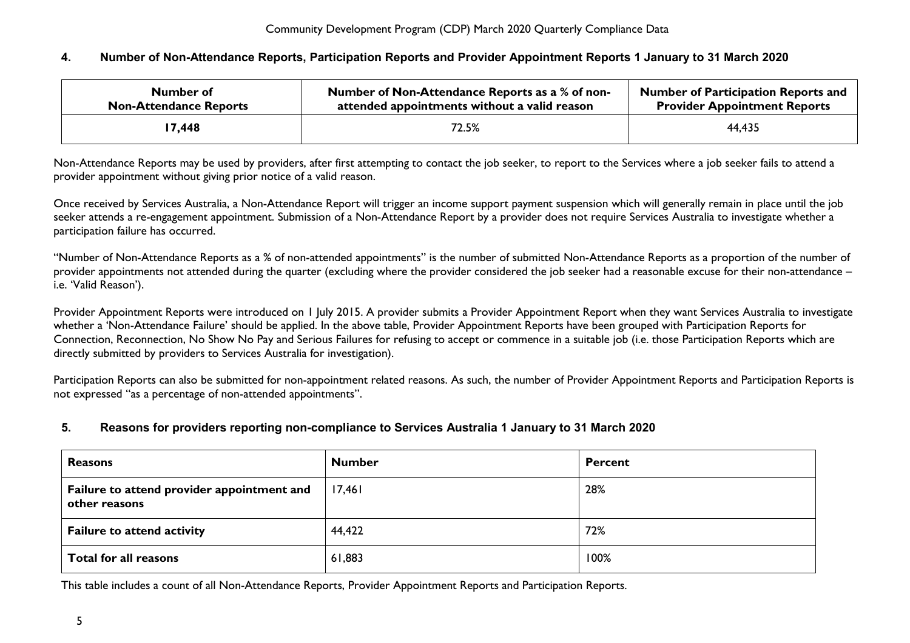## 4. Number of Non-Attendance Reports, Participation Reports and Provider Appointment Reports 1 January to 31 March 2020

| Number of Non-Attendance Reports | Number of Non-Attendance Reports as a % of non-attended appointments without a valid reason | Number of Participation Reports and Provider Appointment Reports |
|---|---|---|
| **17,448** | 72.5% | 44,435 |

Non-Attendance Reports may be used by providers, after first attempting to contact the job seeker, to report to the Services where a job seeker fails to attend a provider appointment without giving prior notice of a valid reason.

Once received by Services Australia, a Non-Attendance Report will trigger an income support payment suspension which will generally remain in place until the job seeker attends a re-engagement appointment. Submission of a Non-Attendance Report by a provider does not require Services Australia to investigate whether a participation failure has occurred.

"Number of Non-Attendance Reports as a % of non-attended appointments" is the number of submitted Non-Attendance Reports as a proportion of the number of provider appointments not attended during the quarter (excluding where the provider considered the job seeker had a reasonable excuse for their non-attendance – i.e. 'Valid Reason').

Provider Appointment Reports were introduced on 1 July 2015. A provider submits a Provider Appointment Report when they want Services Australia to investigate whether a 'Non-Attendance Failure' should be applied. In the above table, Provider Appointment Reports have been grouped with Participation Reports for Connection, Reconnection, No Show No Pay and Serious Failures for refusing to accept or commence in a suitable job (i.e. those Participation Reports which are directly submitted by providers to Services Australia for investigation).

Participation Reports can also be submitted for non-appointment related reasons. As such, the number of Provider Appointment Reports and Participation Reports is not expressed "as a percentage of non-attended appointments".

## 5. Reasons for providers reporting non-compliance to Services Australia 1 January to 31 March 2020

| Reasons | Number | Percent |
|---|---|---|
| **Failure to attend provider appointment and other reasons** | 17,461 | 28% |
| **Failure to attend activity** | 44,422 | 72% |
| **Total for all reasons** | 61,883 | 100% |

This table includes a count of all Non-Attendance Reports, Provider Appointment Reports and Participation Reports.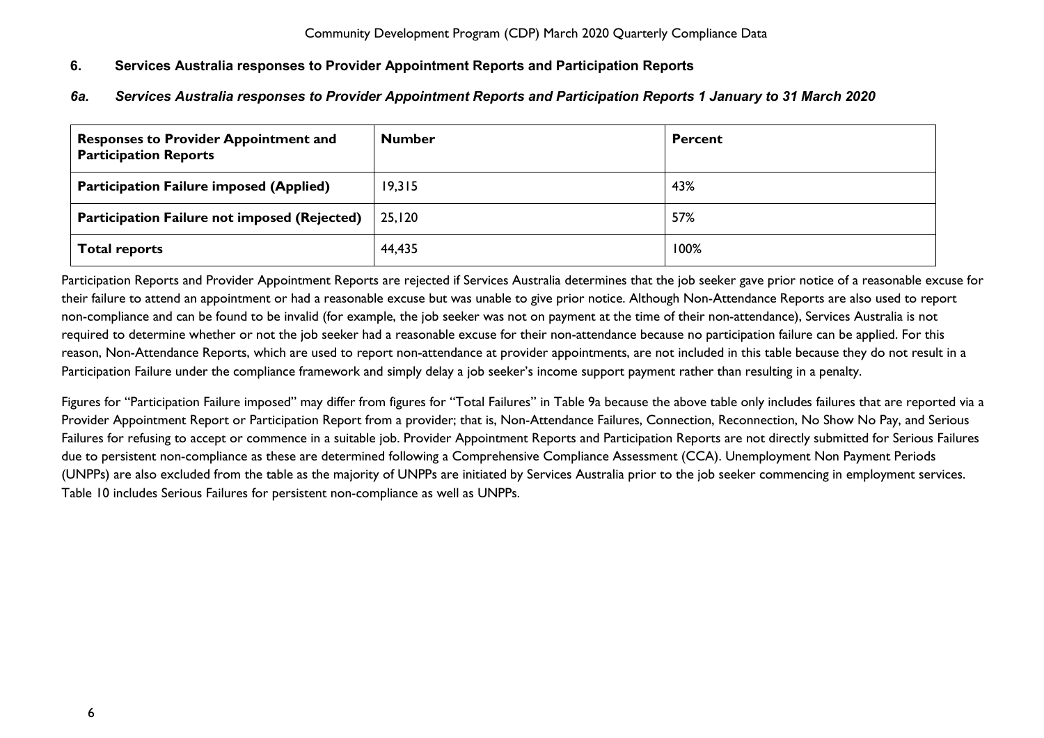## 6. Services Australia responses to Provider Appointment Reports and Participation Reports

### *6a. Services Australia responses to Provider Appointment Reports and Participation Reports 1 January to 31 March 2020*

| Responses to Provider Appointment and Participation Reports | Number | Percent |
|---|---|---|
| **Participation Failure imposed (Applied)** | 19,315 | 43% |
| **Participation Failure not imposed (Rejected)** | 25,120 | 57% |
| **Total reports** | 44,435 | 100% |

Participation Reports and Provider Appointment Reports are rejected if Services Australia determines that the job seeker gave prior notice of a reasonable excuse for their failure to attend an appointment or had a reasonable excuse but was unable to give prior notice. Although Non-Attendance Reports are also used to report non-compliance and can be found to be invalid (for example, the job seeker was not on payment at the time of their non-attendance), Services Australia is not required to determine whether or not the job seeker had a reasonable excuse for their non-attendance because no participation failure can be applied. For this reason, Non-Attendance Reports, which are used to report non-attendance at provider appointments, are not included in this table because they do not result in a Participation Failure under the compliance framework and simply delay a job seeker's income support payment rather than resulting in a penalty.

Figures for "Participation Failure imposed" may differ from figures for "Total Failures" in Table 9a because the above table only includes failures that are reported via a Provider Appointment Report or Participation Report from a provider; that is, Non-Attendance Failures, Connection, Reconnection, No Show No Pay, and Serious Failures for refusing to accept or commence in a suitable job. Provider Appointment Reports and Participation Reports are not directly submitted for Serious Failures due to persistent non-compliance as these are determined following a Comprehensive Compliance Assessment (CCA). Unemployment Non Payment Periods (UNPPs) are also excluded from the table as the majority of UNPPs are initiated by Services Australia prior to the job seeker commencing in employment services. Table 10 includes Serious Failures for persistent non-compliance as well as UNPPs.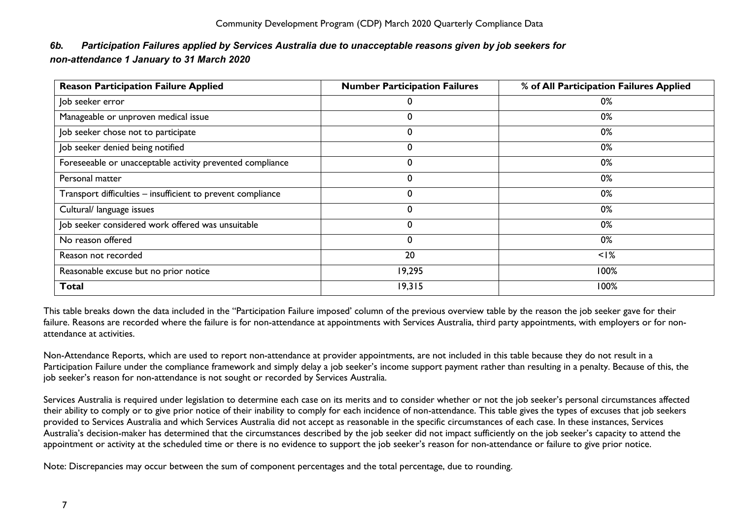### *6b. Participation Failures applied by Services Australia due to unacceptable reasons given by job seekers for non-attendance 1 January to 31 March 2020*

| Reason Participation Failure Applied | Number Participation Failures | % of All Participation Failures Applied |
| --- | --- | --- |
| Job seeker error | 0 | 0% |
| Manageable or unproven medical issue | 0 | 0% |
| Job seeker chose not to participate | 0 | 0% |
| Job seeker denied being notified | 0 | 0% |
| Foreseeable or unacceptable activity prevented compliance | 0 | 0% |
| Personal matter | 0 | 0% |
| Transport difficulties – insufficient to prevent compliance | 0 | 0% |
| Cultural/ language issues | 0 | 0% |
| Job seeker considered work offered was unsuitable | 0 | 0% |
| No reason offered | 0 | 0% |
| Reason not recorded | 20 | <1% |
| Reasonable excuse but no prior notice | 19,295 | 100% |
| **Total** | 19,315 | 100% |

This table breaks down the data included in the "Participation Failure imposed' column of the previous overview table by the reason the job seeker gave for their failure. Reasons are recorded where the failure is for non-attendance at appointments with Services Australia, third party appointments, with employers or for non-attendance at activities.

Non-Attendance Reports, which are used to report non-attendance at provider appointments, are not included in this table because they do not result in a Participation Failure under the compliance framework and simply delay a job seeker's income support payment rather than resulting in a penalty. Because of this, the job seeker's reason for non-attendance is not sought or recorded by Services Australia.

Services Australia is required under legislation to determine each case on its merits and to consider whether or not the job seeker's personal circumstances affected their ability to comply or to give prior notice of their inability to comply for each incidence of non-attendance. This table gives the types of excuses that job seekers provided to Services Australia and which Services Australia did not accept as reasonable in the specific circumstances of each case. In these instances, Services Australia's decision-maker has determined that the circumstances described by the job seeker did not impact sufficiently on the job seeker's capacity to attend the appointment or activity at the scheduled time or there is no evidence to support the job seeker's reason for non-attendance or failure to give prior notice.

Note: Discrepancies may occur between the sum of component percentages and the total percentage, due to rounding.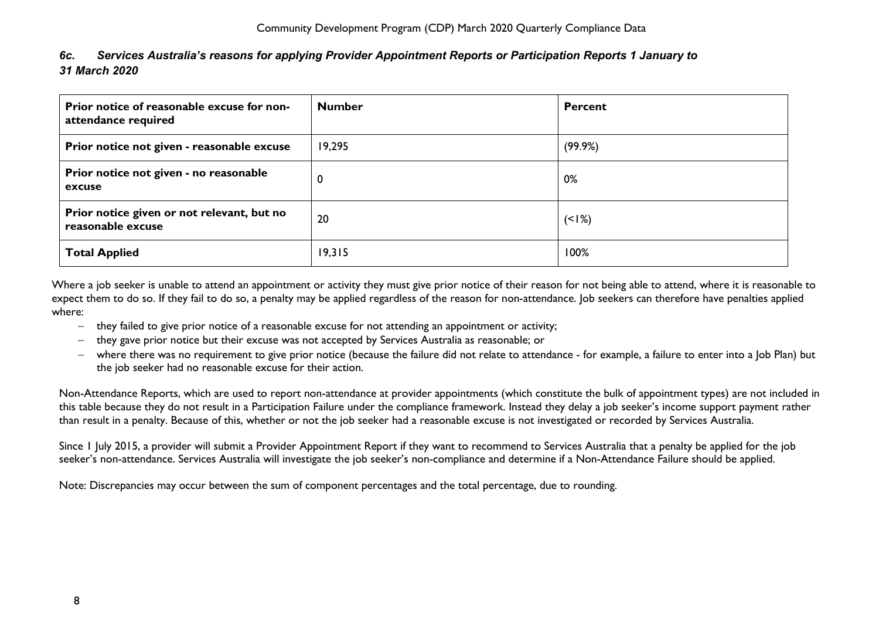### *6c. Services Australia's reasons for applying Provider Appointment Reports or Participation Reports 1 January to 31 March 2020*

| Prior notice of reasonable excuse for non-attendance required | Number | Percent |
|---|---|---|
| Prior notice not given - reasonable excuse | 19,295 | (99.9%) |
| Prior notice not given - no reasonable excuse | 0 | 0% |
| Prior notice given or not relevant, but no reasonable excuse | 20 | (<1%) |
| Total Applied | 19,315 | 100% |

Where a job seeker is unable to attend an appointment or activity they must give prior notice of their reason for not being able to attend, where it is reasonable to expect them to do so. If they fail to do so, a penalty may be applied regardless of the reason for non-attendance. Job seekers can therefore have penalties applied where:

- they failed to give prior notice of a reasonable excuse for not attending an appointment or activity;
- they gave prior notice but their excuse was not accepted by Services Australia as reasonable; or
- where there was no requirement to give prior notice (because the failure did not relate to attendance - for example, a failure to enter into a Job Plan) but the job seeker had no reasonable excuse for their action.

Non-Attendance Reports, which are used to report non-attendance at provider appointments (which constitute the bulk of appointment types) are not included in this table because they do not result in a Participation Failure under the compliance framework. Instead they delay a job seeker's income support payment rather than result in a penalty. Because of this, whether or not the job seeker had a reasonable excuse is not investigated or recorded by Services Australia.

Since 1 July 2015, a provider will submit a Provider Appointment Report if they want to recommend to Services Australia that a penalty be applied for the job seeker's non-attendance. Services Australia will investigate the job seeker's non-compliance and determine if a Non-Attendance Failure should be applied.

Note: Discrepancies may occur between the sum of component percentages and the total percentage, due to rounding.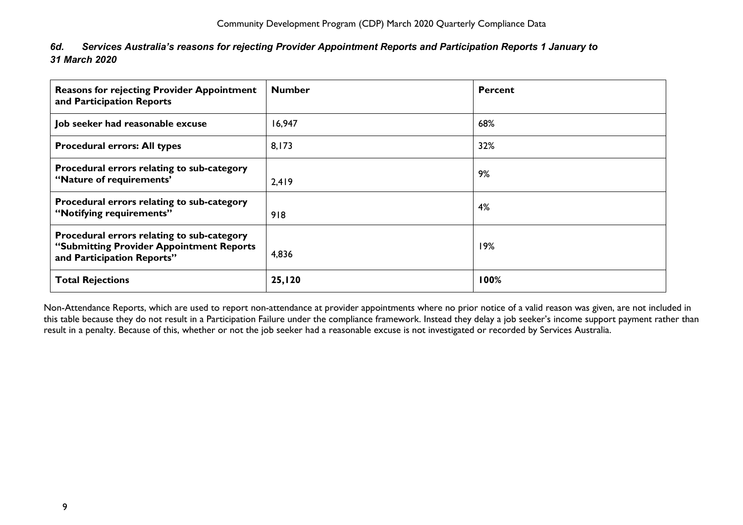### *6d. Services Australia's reasons for rejecting Provider Appointment Reports and Participation Reports 1 January to 31 March 2020*

| Reasons for rejecting Provider Appointment and Participation Reports | Number | Percent |
|---|---|---|
| Job seeker had reasonable excuse | 16,947 | 68% |
| Procedural errors: All types | 8,173 | 32% |
| Procedural errors relating to sub-category "Nature of requirements' | 2,419 | 9% |
| Procedural errors relating to sub-category "Notifying requirements" | 918 | 4% |
| Procedural errors relating to sub-category "Submitting Provider Appointment Reports and Participation Reports" | 4,836 | 19% |
| **Total Rejections** | **25,120** | **100%** |

Non-Attendance Reports, which are used to report non-attendance at provider appointments where no prior notice of a valid reason was given, are not included in this table because they do not result in a Participation Failure under the compliance framework. Instead they delay a job seeker's income support payment rather than result in a penalty. Because of this, whether or not the job seeker had a reasonable excuse is not investigated or recorded by Services Australia.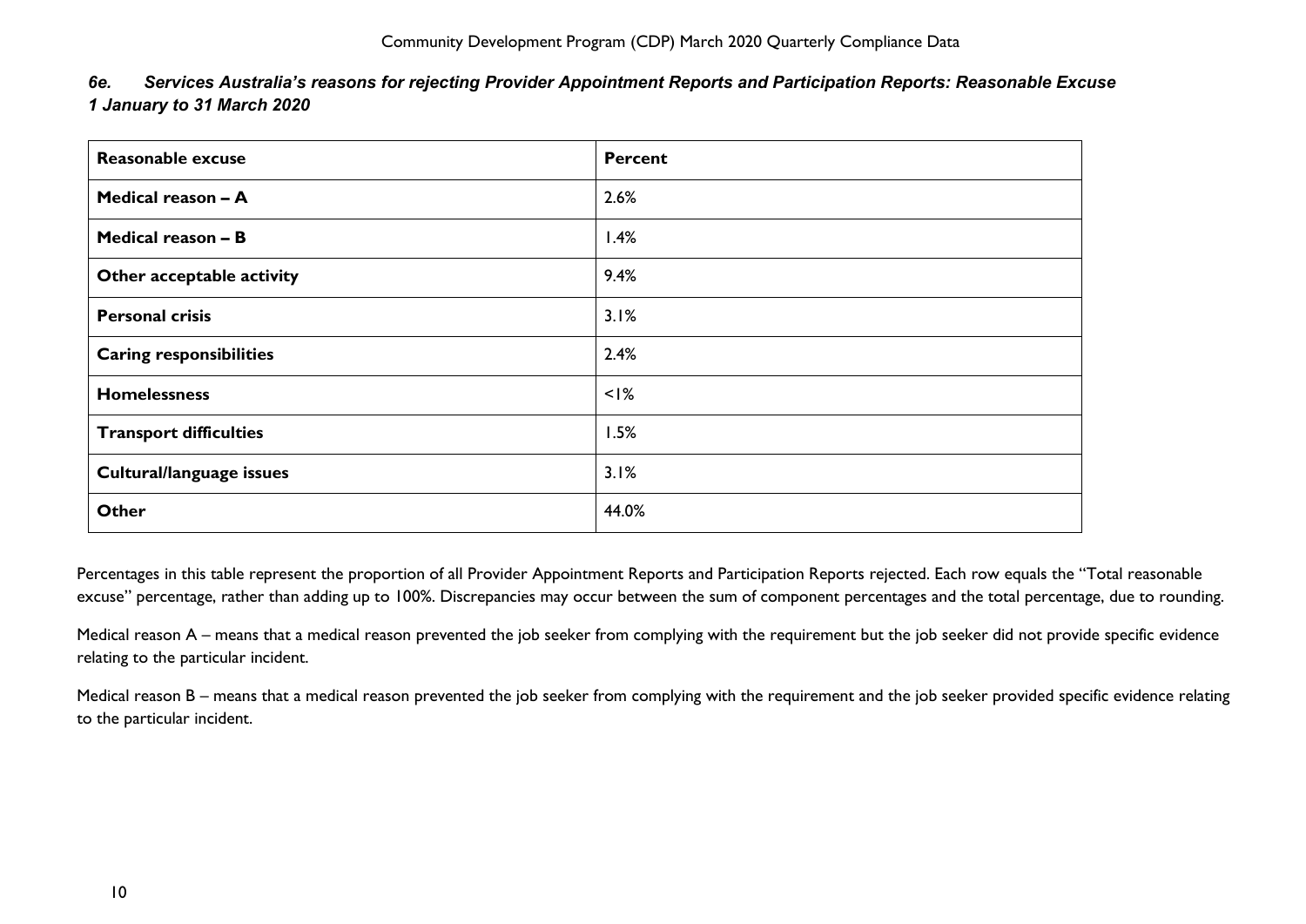### *6e. Services Australia's reasons for rejecting Provider Appointment Reports and Participation Reports: Reasonable Excuse 1 January to 31 March 2020*

| Reasonable excuse | Percent |
|---|---|
| **Medical reason – A** | 2.6% |
| **Medical reason – B** | 1.4% |
| **Other acceptable activity** | 9.4% |
| **Personal crisis** | 3.1% |
| **Caring responsibilities** | 2.4% |
| **Homelessness** | <1% |
| **Transport difficulties** | 1.5% |
| **Cultural/language issues** | 3.1% |
| **Other** | 44.0% |

Percentages in this table represent the proportion of all Provider Appointment Reports and Participation Reports rejected. Each row equals the "Total reasonable excuse" percentage, rather than adding up to 100%. Discrepancies may occur between the sum of component percentages and the total percentage, due to rounding.

Medical reason A – means that a medical reason prevented the job seeker from complying with the requirement but the job seeker did not provide specific evidence relating to the particular incident.

Medical reason B – means that a medical reason prevented the job seeker from complying with the requirement and the job seeker provided specific evidence relating to the particular incident.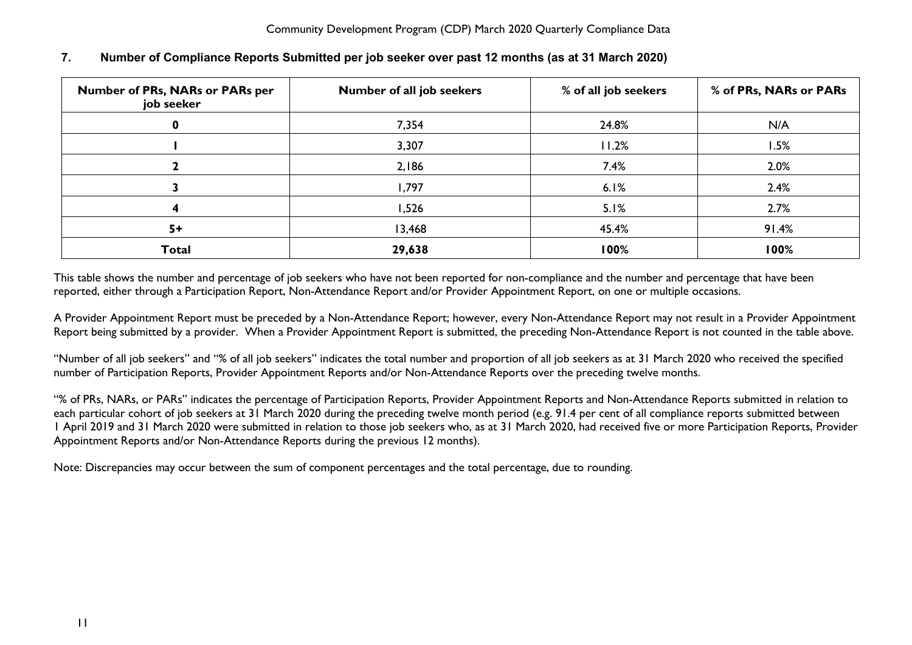## 7. Number of Compliance Reports Submitted per job seeker over past 12 months (as at 31 March 2020)

| Number of PRs, NARs or PARs per job seeker | Number of all job seekers | % of all job seekers | % of PRs, NARs or PARs |
|---|---|---|---|
| 0 | 7,354 | 24.8% | N/A |
| 1 | 3,307 | 11.2% | 1.5% |
| 2 | 2,186 | 7.4% | 2.0% |
| 3 | 1,797 | 6.1% | 2.4% |
| 4 | 1,526 | 5.1% | 2.7% |
| 5+ | 13,468 | 45.4% | 91.4% |
| **Total** | **29,638** | **100%** | **100%** |

This table shows the number and percentage of job seekers who have not been reported for non-compliance and the number and percentage that have been reported, either through a Participation Report, Non-Attendance Report and/or Provider Appointment Report, on one or multiple occasions.

A Provider Appointment Report must be preceded by a Non-Attendance Report; however, every Non-Attendance Report may not result in a Provider Appointment Report being submitted by a provider. When a Provider Appointment Report is submitted, the preceding Non-Attendance Report is not counted in the table above.

"Number of all job seekers" and "% of all job seekers" indicates the total number and proportion of all job seekers as at 31 March 2020 who received the specified number of Participation Reports, Provider Appointment Reports and/or Non-Attendance Reports over the preceding twelve months.

"% of PRs, NARs, or PARs" indicates the percentage of Participation Reports, Provider Appointment Reports and Non-Attendance Reports submitted in relation to each particular cohort of job seekers at 31 March 2020 during the preceding twelve month period (e.g. 91.4 per cent of all compliance reports submitted between 1 April 2019 and 31 March 2020 were submitted in relation to those job seekers who, as at 31 March 2020, had received five or more Participation Reports, Provider Appointment Reports and/or Non-Attendance Reports during the previous 12 months).

Note: Discrepancies may occur between the sum of component percentages and the total percentage, due to rounding.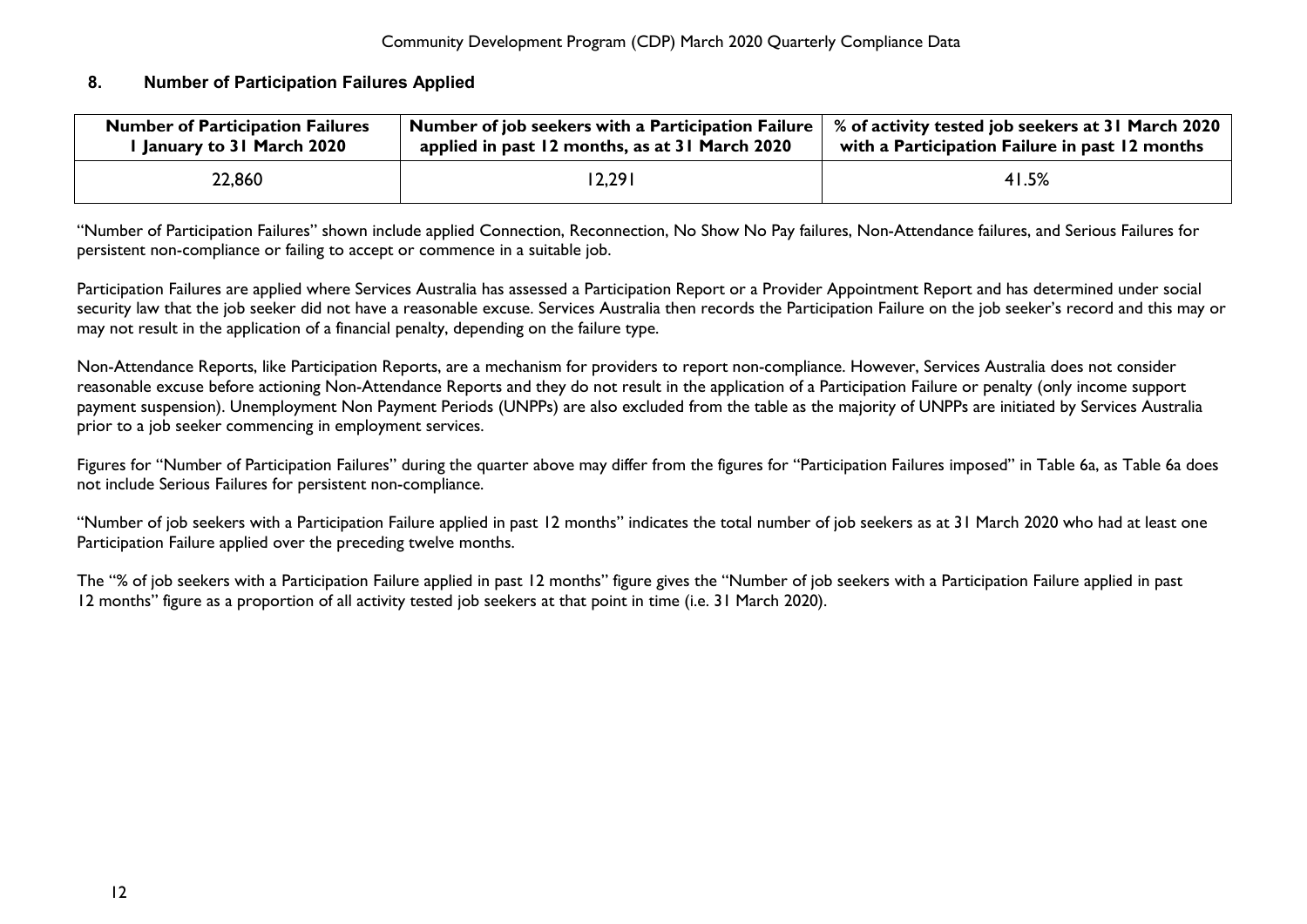## 8. Number of Participation Failures Applied

| Number of Participation Failures 1 January to 31 March 2020 | Number of job seekers with a Participation Failure applied in past 12 months, as at 31 March 2020 | % of activity tested job seekers at 31 March 2020 with a Participation Failure in past 12 months |
|---|---|---|
| 22,860 | 12,291 | 41.5% |

"Number of Participation Failures" shown include applied Connection, Reconnection, No Show No Pay failures, Non-Attendance failures, and Serious Failures for persistent non-compliance or failing to accept or commence in a suitable job.

Participation Failures are applied where Services Australia has assessed a Participation Report or a Provider Appointment Report and has determined under social security law that the job seeker did not have a reasonable excuse. Services Australia then records the Participation Failure on the job seeker's record and this may or may not result in the application of a financial penalty, depending on the failure type.

Non-Attendance Reports, like Participation Reports, are a mechanism for providers to report non-compliance. However, Services Australia does not consider reasonable excuse before actioning Non-Attendance Reports and they do not result in the application of a Participation Failure or penalty (only income support payment suspension). Unemployment Non Payment Periods (UNPPs) are also excluded from the table as the majority of UNPPs are initiated by Services Australia prior to a job seeker commencing in employment services.

Figures for "Number of Participation Failures" during the quarter above may differ from the figures for "Participation Failures imposed" in Table 6a, as Table 6a does not include Serious Failures for persistent non-compliance.

"Number of job seekers with a Participation Failure applied in past 12 months" indicates the total number of job seekers as at 31 March 2020 who had at least one Participation Failure applied over the preceding twelve months.

The "% of job seekers with a Participation Failure applied in past 12 months" figure gives the "Number of job seekers with a Participation Failure applied in past 12 months" figure as a proportion of all activity tested job seekers at that point in time (i.e. 31 March 2020).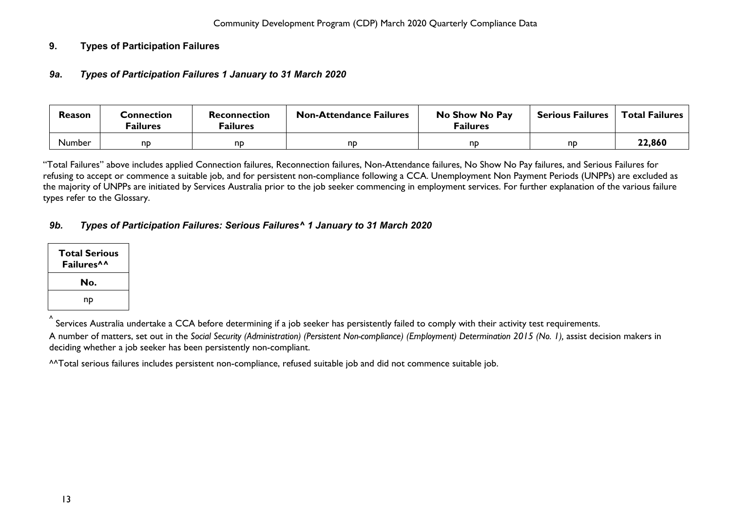## 9. Types of Participation Failures

### *9a. Types of Participation Failures 1 January to 31 March 2020*

| Reason | Connection Failures | Reconnection Failures | Non-Attendance Failures | No Show No Pay Failures | Serious Failures | Total Failures |
|---|---|---|---|---|---|---|
| Number | np | np | np | np | np | **22,860** |

"Total Failures" above includes applied Connection failures, Reconnection failures, Non-Attendance failures, No Show No Pay failures, and Serious Failures for refusing to accept or commence a suitable job, and for persistent non-compliance following a CCA. Unemployment Non Payment Periods (UNPPs) are excluded as the majority of UNPPs are initiated by Services Australia prior to the job seeker commencing in employment services. For further explanation of the various failure types refer to the Glossary.

### *9b. Types of Participation Failures: Serious Failures^ 1 January to 31 March 2020*

| Total Serious Failures^^ |
|---|
| **No.** |
| np |

^ Services Australia undertake a CCA before determining if a job seeker has persistently failed to comply with their activity test requirements.

A number of matters, set out in the *Social Security (Administration) (Persistent Non-compliance) (Employment) Determination 2015 (No. 1),* assist decision makers in deciding whether a job seeker has been persistently non-compliant.

^^Total serious failures includes persistent non-compliance, refused suitable job and did not commence suitable job.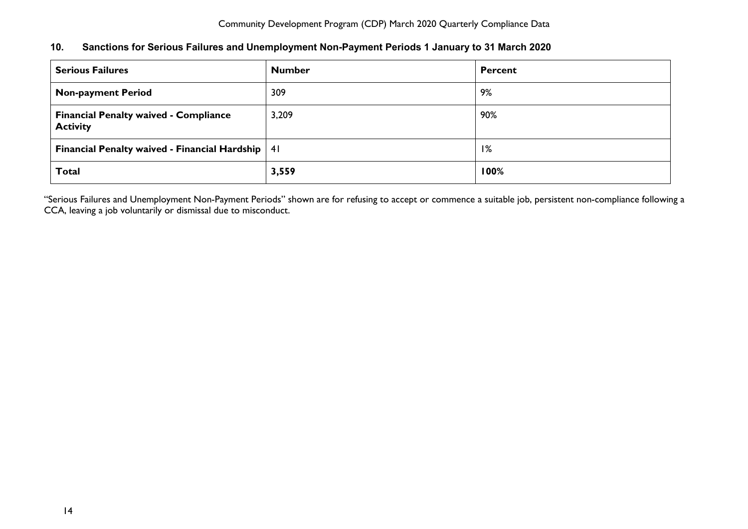## 10. Sanctions for Serious Failures and Unemployment Non-Payment Periods 1 January to 31 March 2020

| Serious Failures | Number | Percent |
|---|---|---|
| **Non-payment Period** | 309 | 9% |
| **Financial Penalty waived - Compliance Activity** | 3,209 | 90% |
| **Financial Penalty waived - Financial Hardship** | 41 | 1% |
| **Total** | **3,559** | **100%** |

"Serious Failures and Unemployment Non-Payment Periods" shown are for refusing to accept or commence a suitable job, persistent non-compliance following a CCA, leaving a job voluntarily or dismissal due to misconduct.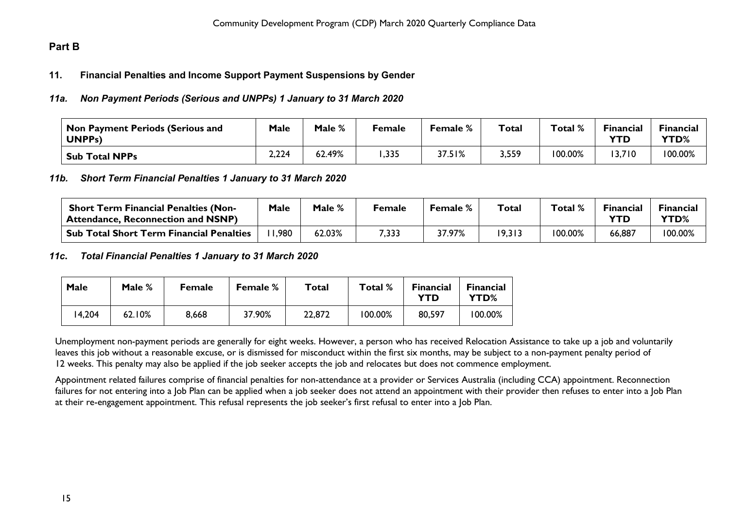## Part B

### 11. Financial Penalties and Income Support Payment Suspensions by Gender

#### *11a. Non Payment Periods (Serious and UNPPs) 1 January to 31 March 2020*

| Non Payment Periods (Serious and UNPPs) | Male | Male % | Female | Female % | Total | Total % | Financial YTD | Financial YTD% |
|---|---|---|---|---|---|---|---|---|
| Sub Total NPPs | 2,224 | 62.49% | 1,335 | 37.51% | 3,559 | 100.00% | 13,710 | 100.00% |

#### *11b. Short Term Financial Penalties 1 January to 31 March 2020*

| Short Term Financial Penalties (Non-Attendance, Reconnection and NSNP) | Male | Male % | Female | Female % | Total | Total % | Financial YTD | Financial YTD% |
|---|---|---|---|---|---|---|---|---|
| Sub Total Short Term Financial Penalties | 11,980 | 62.03% | 7,333 | 37.97% | 19,313 | 100.00% | 66,887 | 100.00% |

#### *11c. Total Financial Penalties 1 January to 31 March 2020*

| Male | Male % | Female | Female % | Total | Total % | Financial YTD | Financial YTD% |
|---|---|---|---|---|---|---|---|
| 14,204 | 62.10% | 8,668 | 37.90% | 22,872 | 100.00% | 80,597 | 100.00% |

Unemployment non-payment periods are generally for eight weeks. However, a person who has received Relocation Assistance to take up a job and voluntarily leaves this job without a reasonable excuse, or is dismissed for misconduct within the first six months, may be subject to a non-payment penalty period of 12 weeks. This penalty may also be applied if the job seeker accepts the job and relocates but does not commence employment.

Appointment related failures comprise of financial penalties for non-attendance at a provider or Services Australia (including CCA) appointment. Reconnection failures for not entering into a Job Plan can be applied when a job seeker does not attend an appointment with their provider then refuses to enter into a Job Plan at their re-engagement appointment. This refusal represents the job seeker's first refusal to enter into a Job Plan.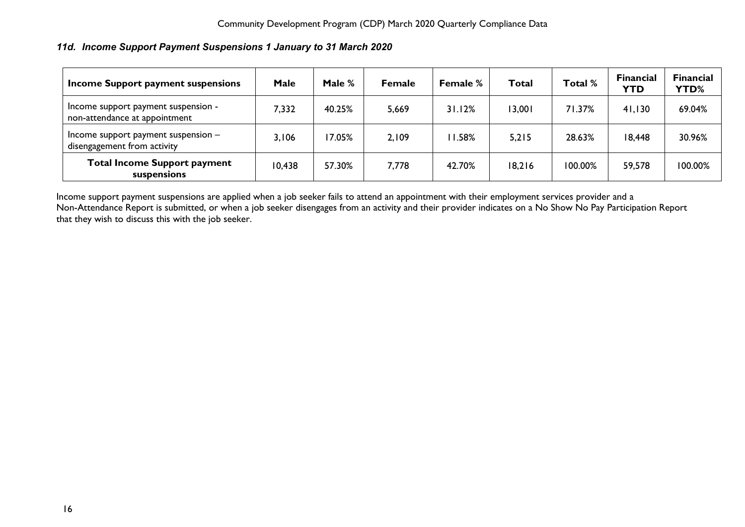### *11d. Income Support Payment Suspensions 1 January to 31 March 2020*

| Income Support payment suspensions | Male | Male % | Female | Female % | Total | Total % | Financial YTD | Financial YTD% |
| --- | --- | --- | --- | --- | --- | --- | --- | --- |
| Income support payment suspension - non-attendance at appointment | 7,332 | 40.25% | 5,669 | 31.12% | 13,001 | 71.37% | 41,130 | 69.04% |
| Income support payment suspension – disengagement from activity | 3,106 | 17.05% | 2,109 | 11.58% | 5,215 | 28.63% | 18,448 | 30.96% |
| **Total Income Support payment suspensions** | 10,438 | 57.30% | 7,778 | 42.70% | 18,216 | 100.00% | 59,578 | 100.00% |

Income support payment suspensions are applied when a job seeker fails to attend an appointment with their employment services provider and a Non-Attendance Report is submitted, or when a job seeker disengages from an activity and their provider indicates on a No Show No Pay Participation Report that they wish to discuss this with the job seeker.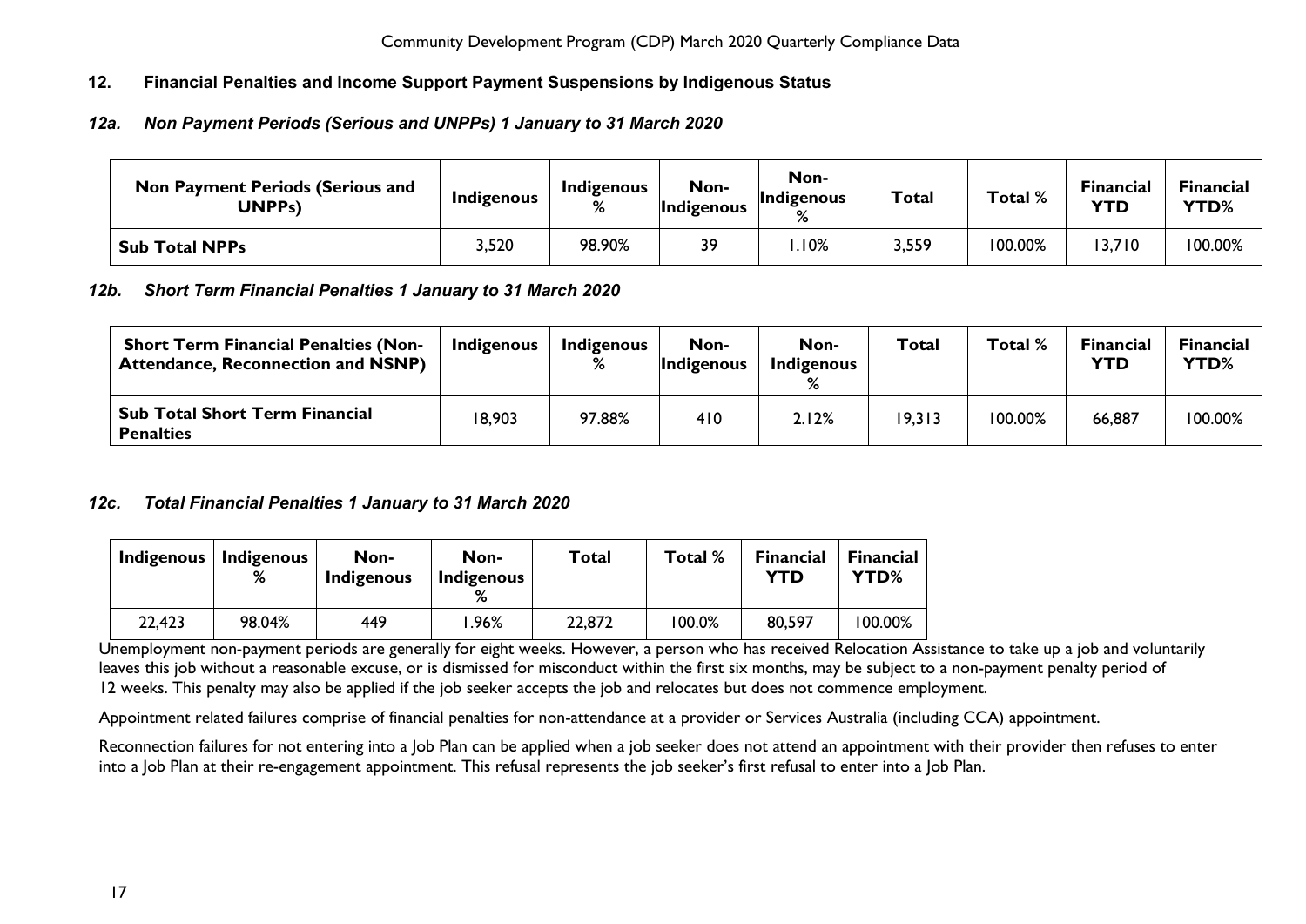## 12. Financial Penalties and Income Support Payment Suspensions by Indigenous Status

### *12a. Non Payment Periods (Serious and UNPPs) 1 January to 31 March 2020*

| Non Payment Periods (Serious and UNPPs) | Indigenous | Indigenous % | Non-Indigenous | Non-Indigenous % | Total | Total % | Financial YTD | Financial YTD% |
|---|---|---|---|---|---|---|---|---|
| **Sub Total NPPs** | 3,520 | 98.90% | 39 | 1.10% | 3,559 | 100.00% | 13,710 | 100.00% |

### *12b. Short Term Financial Penalties 1 January to 31 March 2020*

| Short Term Financial Penalties (Non-Attendance, Reconnection and NSNP) | Indigenous | Indigenous % | Non-Indigenous | Non-Indigenous % | Total | Total % | Financial YTD | Financial YTD% |
|---|---|---|---|---|---|---|---|---|
| **Sub Total Short Term Financial Penalties** | 18,903 | 97.88% | 410 | 2.12% | 19,313 | 100.00% | 66,887 | 100.00% |

### *12c. Total Financial Penalties 1 January to 31 March 2020*

| Indigenous | Indigenous % | Non-Indigenous | Non-Indigenous % | Total | Total % | Financial YTD | Financial YTD% |
|---|---|---|---|---|---|---|---|
| 22,423 | 98.04% | 449 | 1.96% | 22,872 | 100.0% | 80,597 | 100.00% |

Unemployment non-payment periods are generally for eight weeks. However, a person who has received Relocation Assistance to take up a job and voluntarily leaves this job without a reasonable excuse, or is dismissed for misconduct within the first six months, may be subject to a non-payment penalty period of 12 weeks. This penalty may also be applied if the job seeker accepts the job and relocates but does not commence employment.

Appointment related failures comprise of financial penalties for non-attendance at a provider or Services Australia (including CCA) appointment.

Reconnection failures for not entering into a Job Plan can be applied when a job seeker does not attend an appointment with their provider then refuses to enter into a Job Plan at their re-engagement appointment. This refusal represents the job seeker's first refusal to enter into a Job Plan.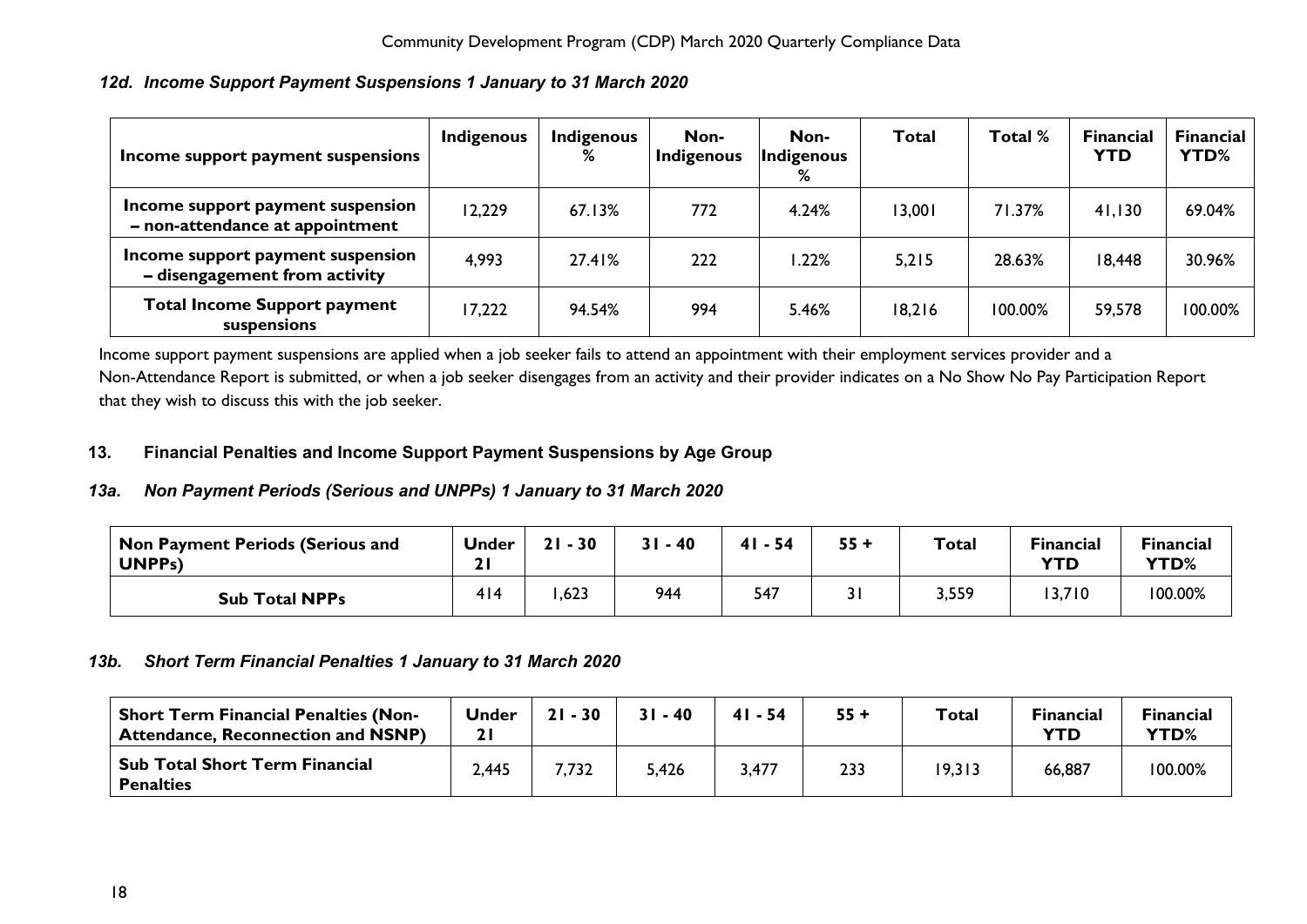### *12d. Income Support Payment Suspensions 1 January to 31 March 2020*

| Income support payment suspensions | Indigenous | Indigenous % | Non-Indigenous | Non-Indigenous % | Total | Total % | Financial YTD | Financial YTD% |
|---|---|---|---|---|---|---|---|---|
| Income support payment suspension – non-attendance at appointment | 12,229 | 67.13% | 772 | 4.24% | 13,001 | 71.37% | 41,130 | 69.04% |
| Income support payment suspension – disengagement from activity | 4,993 | 27.41% | 222 | 1.22% | 5,215 | 28.63% | 18,448 | 30.96% |
| **Total Income Support payment suspensions** | 17,222 | 94.54% | 994 | 5.46% | 18,216 | 100.00% | 59,578 | 100.00% |

Income support payment suspensions are applied when a job seeker fails to attend an appointment with their employment services provider and a Non-Attendance Report is submitted, or when a job seeker disengages from an activity and their provider indicates on a No Show No Pay Participation Report that they wish to discuss this with the job seeker.

## 13. Financial Penalties and Income Support Payment Suspensions by Age Group

### *13a. Non Payment Periods (Serious and UNPPs) 1 January to 31 March 2020*

| Non Payment Periods (Serious and UNPPs) | Under 21 | 21 - 30 | 31 - 40 | 41 - 54 | 55 + | Total | Financial YTD | Financial YTD% |
|---|---|---|---|---|---|---|---|---|
| **Sub Total NPPs** | 414 | 1,623 | 944 | 547 | 31 | 3,559 | 13,710 | 100.00% |

### *13b. Short Term Financial Penalties 1 January to 31 March 2020*

| Short Term Financial Penalties (Non-Attendance, Reconnection and NSNP) | Under 21 | 21 - 30 | 31 - 40 | 41 - 54 | 55 + | Total | Financial YTD | Financial YTD% |
|---|---|---|---|---|---|---|---|---|
| **Sub Total Short Term Financial Penalties** | 2,445 | 7,732 | 5,426 | 3,477 | 233 | 19,313 | 66,887 | 100.00% |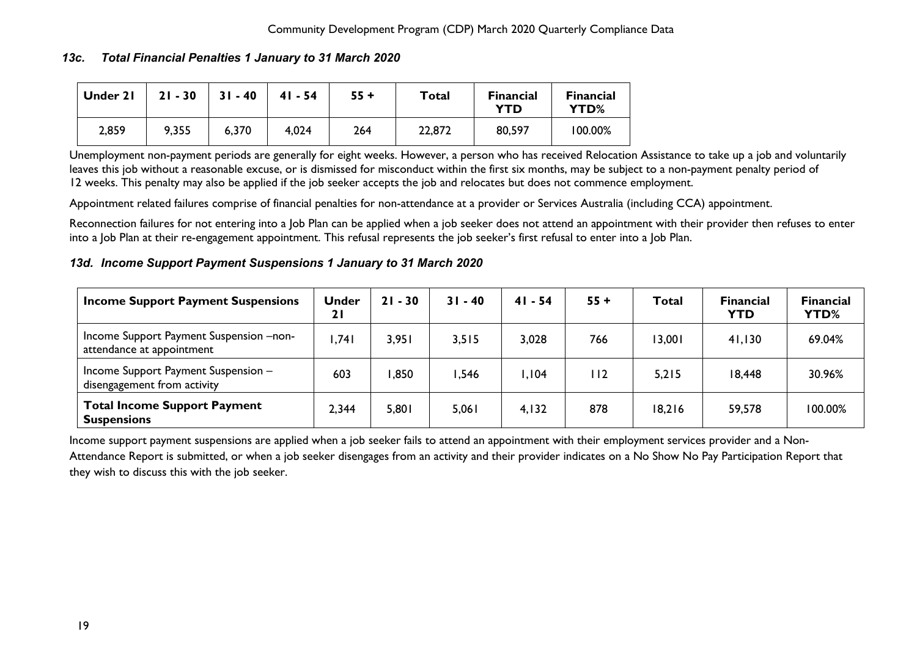### *13c. Total Financial Penalties 1 January to 31 March 2020*

| Under 21 | 21 - 30 | 31 - 40 | 41 - 54 | 55 + | Total | Financial YTD | Financial YTD% |
|---|---|---|---|---|---|---|---|
| 2,859 | 9,355 | 6,370 | 4,024 | 264 | 22,872 | 80,597 | 100.00% |

Unemployment non-payment periods are generally for eight weeks. However, a person who has received Relocation Assistance to take up a job and voluntarily leaves this job without a reasonable excuse, or is dismissed for misconduct within the first six months, may be subject to a non-payment penalty period of 12 weeks. This penalty may also be applied if the job seeker accepts the job and relocates but does not commence employment.

Appointment related failures comprise of financial penalties for non-attendance at a provider or Services Australia (including CCA) appointment.

Reconnection failures for not entering into a Job Plan can be applied when a job seeker does not attend an appointment with their provider then refuses to enter into a Job Plan at their re-engagement appointment. This refusal represents the job seeker's first refusal to enter into a Job Plan.

### *13d. Income Support Payment Suspensions 1 January to 31 March 2020*

| Income Support Payment Suspensions | Under 21 | 21 - 30 | 31 - 40 | 41 - 54 | 55 + | Total | Financial YTD | Financial YTD% |
|---|---|---|---|---|---|---|---|---|
| Income Support Payment Suspension –non-attendance at appointment | 1,741 | 3,951 | 3,515 | 3,028 | 766 | 13,001 | 41,130 | 69.04% |
| Income Support Payment Suspension – disengagement from activity | 603 | 1,850 | 1,546 | 1,104 | 112 | 5,215 | 18,448 | 30.96% |
| **Total Income Support Payment Suspensions** | 2,344 | 5,801 | 5,061 | 4,132 | 878 | 18,216 | 59,578 | 100.00% |

Income support payment suspensions are applied when a job seeker fails to attend an appointment with their employment services provider and a Non-Attendance Report is submitted, or when a job seeker disengages from an activity and their provider indicates on a No Show No Pay Participation Report that they wish to discuss this with the job seeker.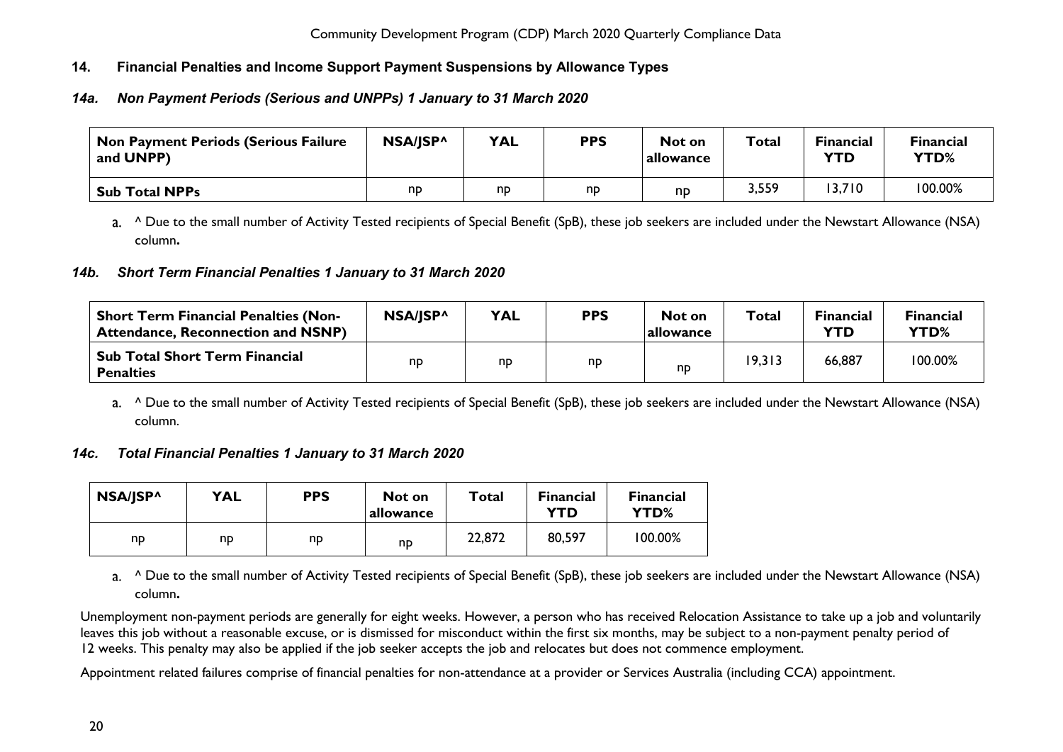## 14. Financial Penalties and Income Support Payment Suspensions by Allowance Types

### *14a. Non Payment Periods (Serious and UNPPs) 1 January to 31 March 2020*

| Non Payment Periods (Serious Failure and UNPP) | NSA/JSP^ | YAL | PPS | Not on allowance | Total | Financial YTD | Financial YTD% |
|---|---|---|---|---|---|---|---|
| **Sub Total NPPs** | np | np | np | np | 3,559 | 13,710 | 100.00% |

a. ^ Due to the small number of Activity Tested recipients of Special Benefit (SpB), these job seekers are included under the Newstart Allowance (NSA) column**.**

### *14b. Short Term Financial Penalties 1 January to 31 March 2020*

| Short Term Financial Penalties (Non-Attendance, Reconnection and NSNP) | NSA/JSP^ | YAL | PPS | Not on allowance | Total | Financial YTD | Financial YTD% |
|---|---|---|---|---|---|---|---|
| **Sub Total Short Term Financial Penalties** | np | np | np | np | 19,313 | 66,887 | 100.00% |

a. ^ Due to the small number of Activity Tested recipients of Special Benefit (SpB), these job seekers are included under the Newstart Allowance (NSA) column.

### *14c. Total Financial Penalties 1 January to 31 March 2020*

| NSA/JSP^ | YAL | PPS | Not on allowance | Total | Financial YTD | Financial YTD% |
|---|---|---|---|---|---|---|
| np | np | np | np | 22,872 | 80,597 | 100.00% |

a. ^ Due to the small number of Activity Tested recipients of Special Benefit (SpB), these job seekers are included under the Newstart Allowance (NSA) column**.**

Unemployment non-payment periods are generally for eight weeks. However, a person who has received Relocation Assistance to take up a job and voluntarily leaves this job without a reasonable excuse, or is dismissed for misconduct within the first six months, may be subject to a non-payment penalty period of 12 weeks. This penalty may also be applied if the job seeker accepts the job and relocates but does not commence employment.

Appointment related failures comprise of financial penalties for non-attendance at a provider or Services Australia (including CCA) appointment.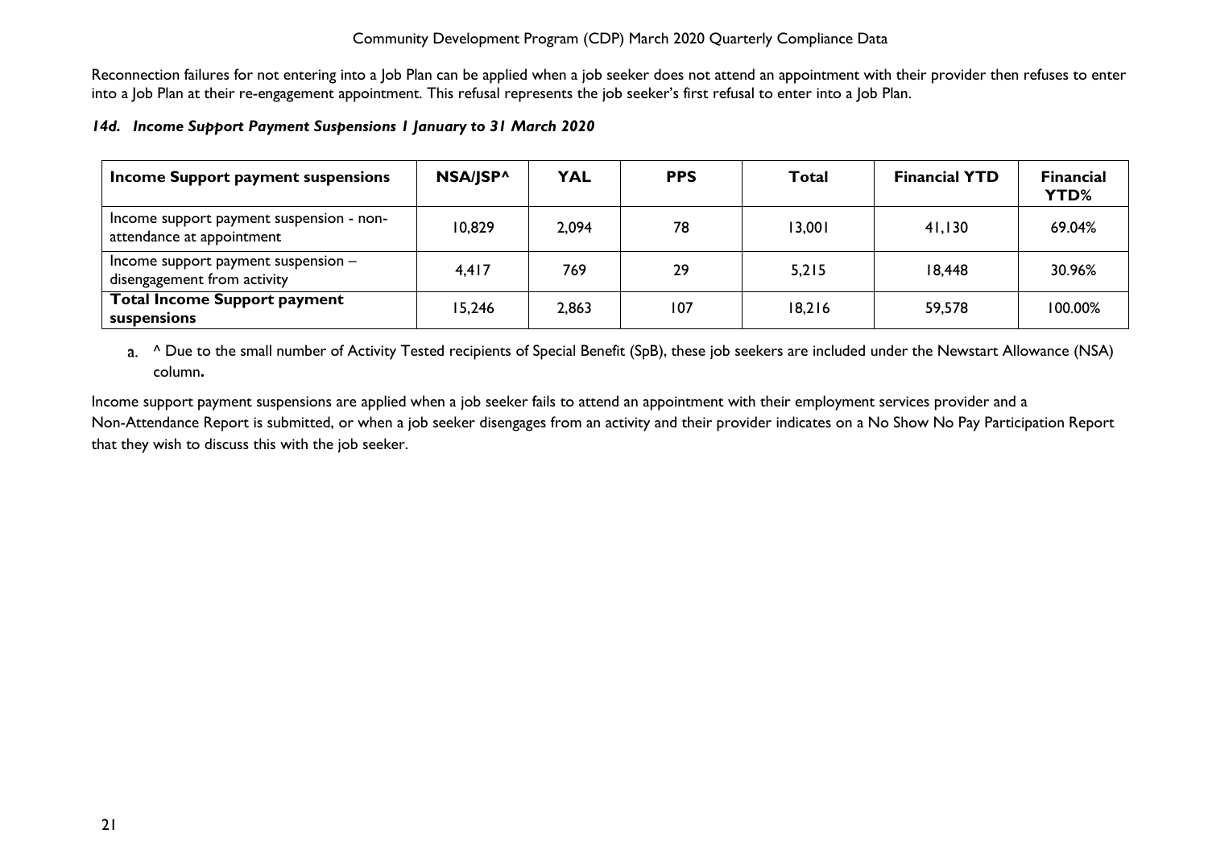Reconnection failures for not entering into a Job Plan can be applied when a job seeker does not attend an appointment with their provider then refuses to enter into a Job Plan at their re-engagement appointment. This refusal represents the job seeker's first refusal to enter into a Job Plan.

### *14d. Income Support Payment Suspensions 1 January to 31 March 2020*

| Income Support payment suspensions | NSA/JSP^ | YAL | PPS | Total | Financial YTD | Financial YTD% |
|---|---|---|---|---|---|---|
| Income support payment suspension - non-attendance at appointment | 10,829 | 2,094 | 78 | 13,001 | 41,130 | 69.04% |
| Income support payment suspension – disengagement from activity | 4,417 | 769 | 29 | 5,215 | 18,448 | 30.96% |
| **Total Income Support payment suspensions** | 15,246 | 2,863 | 107 | 18,216 | 59,578 | 100.00% |

a. ^ Due to the small number of Activity Tested recipients of Special Benefit (SpB), these job seekers are included under the Newstart Allowance (NSA) column**.**

Income support payment suspensions are applied when a job seeker fails to attend an appointment with their employment services provider and a Non-Attendance Report is submitted, or when a job seeker disengages from an activity and their provider indicates on a No Show No Pay Participation Report that they wish to discuss this with the job seeker.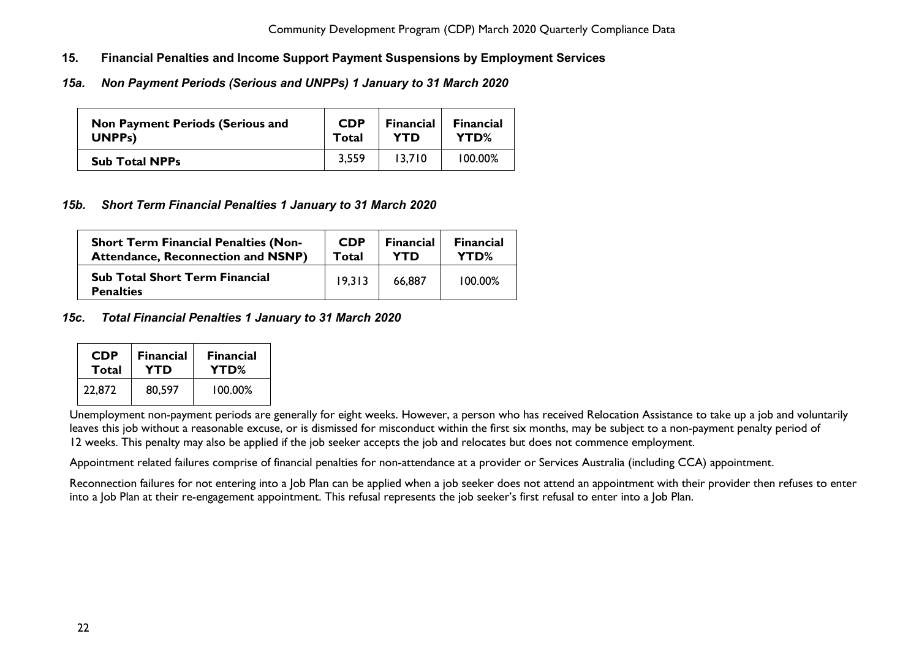## 15. Financial Penalties and Income Support Payment Suspensions by Employment Services

### *15a. Non Payment Periods (Serious and UNPPs) 1 January to 31 March 2020*

| Non Payment Periods (Serious and UNPPs) | CDP Total | Financial YTD | Financial YTD% |
|---|---|---|---|
| **Sub Total NPPs** | 3,559 | 13,710 | 100.00% |

### *15b. Short Term Financial Penalties 1 January to 31 March 2020*

| Short Term Financial Penalties (Non-Attendance, Reconnection and NSNP) | CDP Total | Financial YTD | Financial YTD% |
|---|---|---|---|
| **Sub Total Short Term Financial Penalties** | 19,313 | 66,887 | 100.00% |

### *15c. Total Financial Penalties 1 January to 31 March 2020*

| CDP Total | Financial YTD | Financial YTD% |
|---|---|---|
| 22,872 | 80,597 | 100.00% |

Unemployment non-payment periods are generally for eight weeks. However, a person who has received Relocation Assistance to take up a job and voluntarily leaves this job without a reasonable excuse, or is dismissed for misconduct within the first six months, may be subject to a non-payment penalty period of 12 weeks. This penalty may also be applied if the job seeker accepts the job and relocates but does not commence employment.

Appointment related failures comprise of financial penalties for non-attendance at a provider or Services Australia (including CCA) appointment.

Reconnection failures for not entering into a Job Plan can be applied when a job seeker does not attend an appointment with their provider then refuses to enter into a Job Plan at their re-engagement appointment. This refusal represents the job seeker's first refusal to enter into a Job Plan.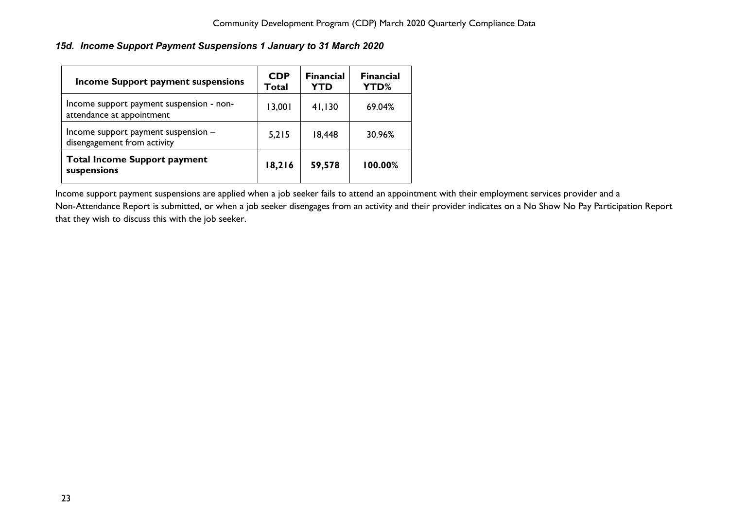### *15d. Income Support Payment Suspensions 1 January to 31 March 2020*

| Income Support payment suspensions | CDP Total | Financial YTD | Financial YTD% |
|---|---|---|---|
| Income support payment suspension - non-attendance at appointment | 13,001 | 41,130 | 69.04% |
| Income support payment suspension – disengagement from activity | 5,215 | 18,448 | 30.96% |
| **Total Income Support payment suspensions** | **18,216** | **59,578** | **100.00%** |

Income support payment suspensions are applied when a job seeker fails to attend an appointment with their employment services provider and a Non-Attendance Report is submitted, or when a job seeker disengages from an activity and their provider indicates on a No Show No Pay Participation Report that they wish to discuss this with the job seeker.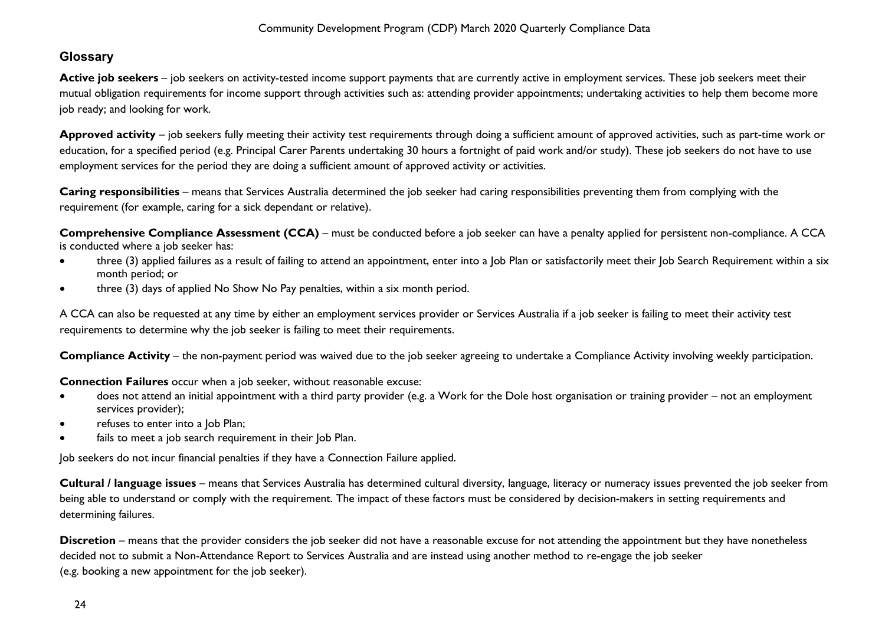## Glossary

**Active job seekers** – job seekers on activity-tested income support payments that are currently active in employment services. These job seekers meet their mutual obligation requirements for income support through activities such as: attending provider appointments; undertaking activities to help them become more job ready; and looking for work.

**Approved activity** – job seekers fully meeting their activity test requirements through doing a sufficient amount of approved activities, such as part-time work or education, for a specified period (e.g. Principal Carer Parents undertaking 30 hours a fortnight of paid work and/or study). These job seekers do not have to use employment services for the period they are doing a sufficient amount of approved activity or activities.

**Caring responsibilities** – means that Services Australia determined the job seeker had caring responsibilities preventing them from complying with the requirement (for example, caring for a sick dependant or relative).

**Comprehensive Compliance Assessment (CCA)** – must be conducted before a job seeker can have a penalty applied for persistent non-compliance. A CCA is conducted where a job seeker has:

- three (3) applied failures as a result of failing to attend an appointment, enter into a Job Plan or satisfactorily meet their Job Search Requirement within a six month period; or
- three (3) days of applied No Show No Pay penalties, within a six month period.

A CCA can also be requested at any time by either an employment services provider or Services Australia if a job seeker is failing to meet their activity test requirements to determine why the job seeker is failing to meet their requirements.

**Compliance Activity** – the non-payment period was waived due to the job seeker agreeing to undertake a Compliance Activity involving weekly participation.

**Connection Failures** occur when a job seeker, without reasonable excuse:

- does not attend an initial appointment with a third party provider (e.g. a Work for the Dole host organisation or training provider – not an employment services provider);
- refuses to enter into a Job Plan;
- fails to meet a job search requirement in their Job Plan.

Job seekers do not incur financial penalties if they have a Connection Failure applied.

**Cultural / language issues** – means that Services Australia has determined cultural diversity, language, literacy or numeracy issues prevented the job seeker from being able to understand or comply with the requirement. The impact of these factors must be considered by decision-makers in setting requirements and determining failures.

**Discretion** – means that the provider considers the job seeker did not have a reasonable excuse for not attending the appointment but they have nonetheless decided not to submit a Non-Attendance Report to Services Australia and are instead using another method to re-engage the job seeker (e.g. booking a new appointment for the job seeker).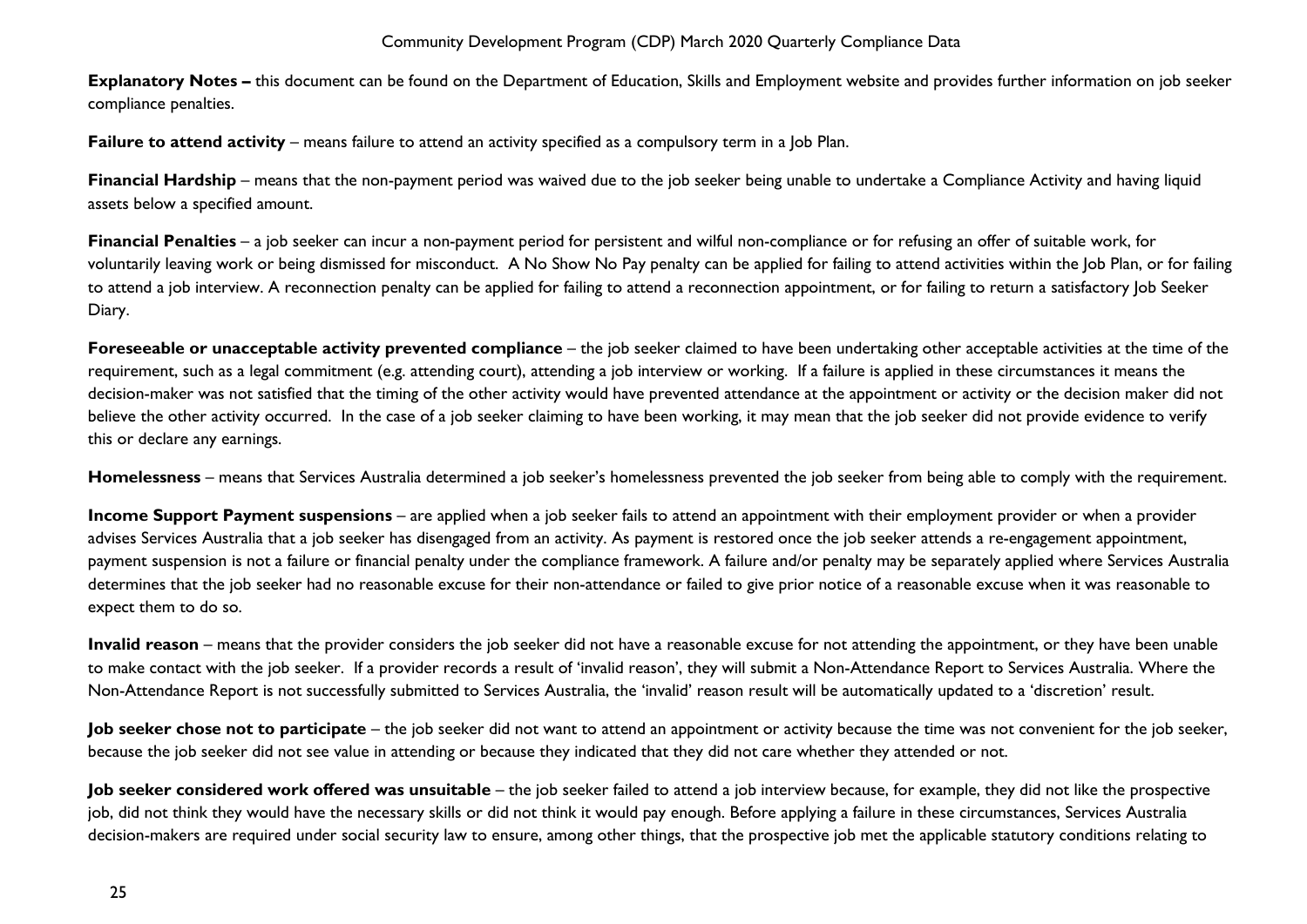**Explanatory Notes –** this document can be found on the Department of Education, Skills and Employment website and provides further information on job seeker compliance penalties.

**Failure to attend activity** – means failure to attend an activity specified as a compulsory term in a Job Plan.

**Financial Hardship** – means that the non-payment period was waived due to the job seeker being unable to undertake a Compliance Activity and having liquid assets below a specified amount.

**Financial Penalties** – a job seeker can incur a non-payment period for persistent and wilful non-compliance or for refusing an offer of suitable work, for voluntarily leaving work or being dismissed for misconduct. A No Show No Pay penalty can be applied for failing to attend activities within the Job Plan, or for failing to attend a job interview. A reconnection penalty can be applied for failing to attend a reconnection appointment, or for failing to return a satisfactory Job Seeker Diary.

**Foreseeable or unacceptable activity prevented compliance** – the job seeker claimed to have been undertaking other acceptable activities at the time of the requirement, such as a legal commitment (e.g. attending court), attending a job interview or working. If a failure is applied in these circumstances it means the decision-maker was not satisfied that the timing of the other activity would have prevented attendance at the appointment or activity or the decision maker did not believe the other activity occurred. In the case of a job seeker claiming to have been working, it may mean that the job seeker did not provide evidence to verify this or declare any earnings.

**Homelessness** – means that Services Australia determined a job seeker's homelessness prevented the job seeker from being able to comply with the requirement.

**Income Support Payment suspensions** – are applied when a job seeker fails to attend an appointment with their employment provider or when a provider advises Services Australia that a job seeker has disengaged from an activity. As payment is restored once the job seeker attends a re-engagement appointment, payment suspension is not a failure or financial penalty under the compliance framework. A failure and/or penalty may be separately applied where Services Australia determines that the job seeker had no reasonable excuse for their non-attendance or failed to give prior notice of a reasonable excuse when it was reasonable to expect them to do so.

**Invalid reason** – means that the provider considers the job seeker did not have a reasonable excuse for not attending the appointment, or they have been unable to make contact with the job seeker. If a provider records a result of 'invalid reason', they will submit a Non-Attendance Report to Services Australia. Where the Non-Attendance Report is not successfully submitted to Services Australia, the 'invalid' reason result will be automatically updated to a 'discretion' result.

**Job seeker chose not to participate** – the job seeker did not want to attend an appointment or activity because the time was not convenient for the job seeker, because the job seeker did not see value in attending or because they indicated that they did not care whether they attended or not.

**Job seeker considered work offered was unsuitable** – the job seeker failed to attend a job interview because, for example, they did not like the prospective job, did not think they would have the necessary skills or did not think it would pay enough. Before applying a failure in these circumstances, Services Australia decision-makers are required under social security law to ensure, among other things, that the prospective job met the applicable statutory conditions relating to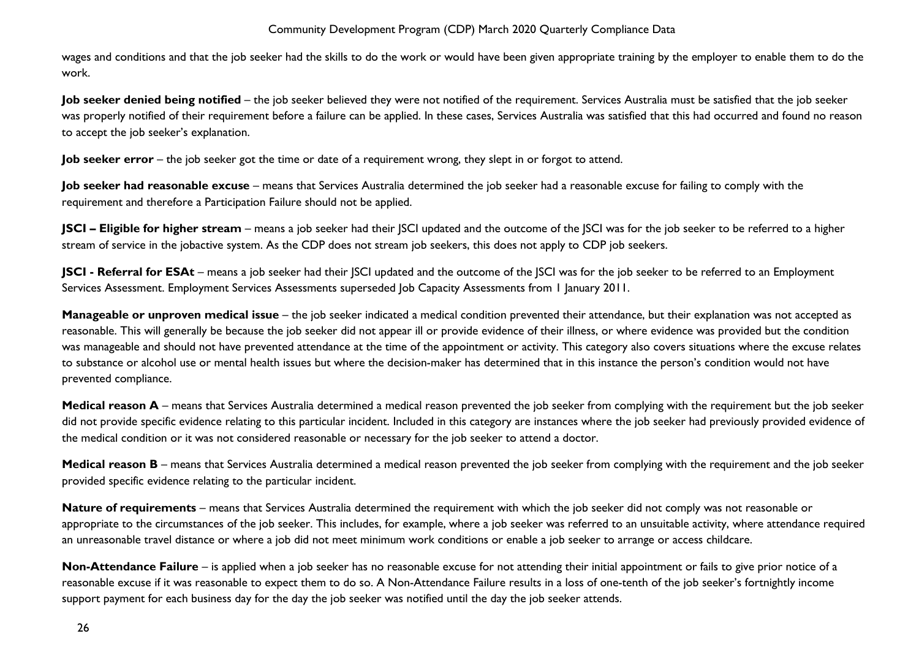wages and conditions and that the job seeker had the skills to do the work or would have been given appropriate training by the employer to enable them to do the work.

**Job seeker denied being notified** – the job seeker believed they were not notified of the requirement. Services Australia must be satisfied that the job seeker was properly notified of their requirement before a failure can be applied. In these cases, Services Australia was satisfied that this had occurred and found no reason to accept the job seeker's explanation.

**Job seeker error** – the job seeker got the time or date of a requirement wrong, they slept in or forgot to attend.

**Job seeker had reasonable excuse** – means that Services Australia determined the job seeker had a reasonable excuse for failing to comply with the requirement and therefore a Participation Failure should not be applied.

**JSCI – Eligible for higher stream** – means a job seeker had their JSCI updated and the outcome of the JSCI was for the job seeker to be referred to a higher stream of service in the jobactive system. As the CDP does not stream job seekers, this does not apply to CDP job seekers.

**JSCI - Referral for ESAt** – means a job seeker had their JSCI updated and the outcome of the JSCI was for the job seeker to be referred to an Employment Services Assessment. Employment Services Assessments superseded Job Capacity Assessments from 1 January 2011.

**Manageable or unproven medical issue** – the job seeker indicated a medical condition prevented their attendance, but their explanation was not accepted as reasonable. This will generally be because the job seeker did not appear ill or provide evidence of their illness, or where evidence was provided but the condition was manageable and should not have prevented attendance at the time of the appointment or activity. This category also covers situations where the excuse relates to substance or alcohol use or mental health issues but where the decision-maker has determined that in this instance the person's condition would not have prevented compliance.

**Medical reason A** – means that Services Australia determined a medical reason prevented the job seeker from complying with the requirement but the job seeker did not provide specific evidence relating to this particular incident. Included in this category are instances where the job seeker had previously provided evidence of the medical condition or it was not considered reasonable or necessary for the job seeker to attend a doctor.

**Medical reason B** – means that Services Australia determined a medical reason prevented the job seeker from complying with the requirement and the job seeker provided specific evidence relating to the particular incident.

**Nature of requirements** – means that Services Australia determined the requirement with which the job seeker did not comply was not reasonable or appropriate to the circumstances of the job seeker. This includes, for example, where a job seeker was referred to an unsuitable activity, where attendance required an unreasonable travel distance or where a job did not meet minimum work conditions or enable a job seeker to arrange or access childcare.

**Non-Attendance Failure** – is applied when a job seeker has no reasonable excuse for not attending their initial appointment or fails to give prior notice of a reasonable excuse if it was reasonable to expect them to do so. A Non-Attendance Failure results in a loss of one-tenth of the job seeker's fortnightly income support payment for each business day for the day the job seeker was notified until the day the job seeker attends.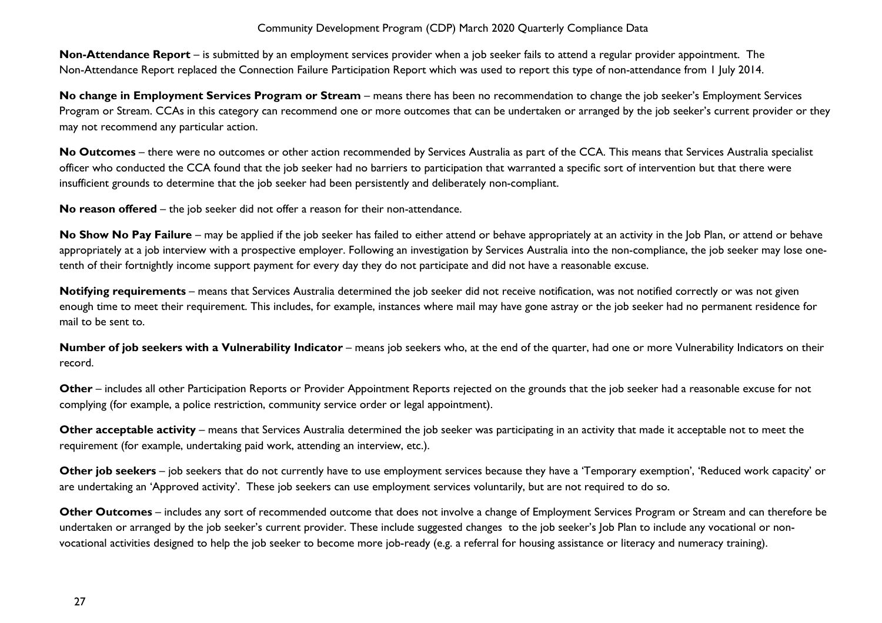**Non-Attendance Report** – is submitted by an employment services provider when a job seeker fails to attend a regular provider appointment. The Non-Attendance Report replaced the Connection Failure Participation Report which was used to report this type of non-attendance from 1 July 2014.

**No change in Employment Services Program or Stream** – means there has been no recommendation to change the job seeker's Employment Services Program or Stream. CCAs in this category can recommend one or more outcomes that can be undertaken or arranged by the job seeker's current provider or they may not recommend any particular action.

**No Outcomes** – there were no outcomes or other action recommended by Services Australia as part of the CCA. This means that Services Australia specialist officer who conducted the CCA found that the job seeker had no barriers to participation that warranted a specific sort of intervention but that there were insufficient grounds to determine that the job seeker had been persistently and deliberately non-compliant.

**No reason offered** – the job seeker did not offer a reason for their non-attendance.

**No Show No Pay Failure** – may be applied if the job seeker has failed to either attend or behave appropriately at an activity in the Job Plan, or attend or behave appropriately at a job interview with a prospective employer. Following an investigation by Services Australia into the non-compliance, the job seeker may lose one-tenth of their fortnightly income support payment for every day they do not participate and did not have a reasonable excuse.

**Notifying requirements** – means that Services Australia determined the job seeker did not receive notification, was not notified correctly or was not given enough time to meet their requirement. This includes, for example, instances where mail may have gone astray or the job seeker had no permanent residence for mail to be sent to.

**Number of job seekers with a Vulnerability Indicator** – means job seekers who, at the end of the quarter, had one or more Vulnerability Indicators on their record.

**Other** – includes all other Participation Reports or Provider Appointment Reports rejected on the grounds that the job seeker had a reasonable excuse for not complying (for example, a police restriction, community service order or legal appointment).

**Other acceptable activity** – means that Services Australia determined the job seeker was participating in an activity that made it acceptable not to meet the requirement (for example, undertaking paid work, attending an interview, etc.).

**Other job seekers** – job seekers that do not currently have to use employment services because they have a 'Temporary exemption', 'Reduced work capacity' or are undertaking an 'Approved activity'. These job seekers can use employment services voluntarily, but are not required to do so.

**Other Outcomes** – includes any sort of recommended outcome that does not involve a change of Employment Services Program or Stream and can therefore be undertaken or arranged by the job seeker's current provider. These include suggested changes to the job seeker's Job Plan to include any vocational or non-vocational activities designed to help the job seeker to become more job-ready (e.g. a referral for housing assistance or literacy and numeracy training).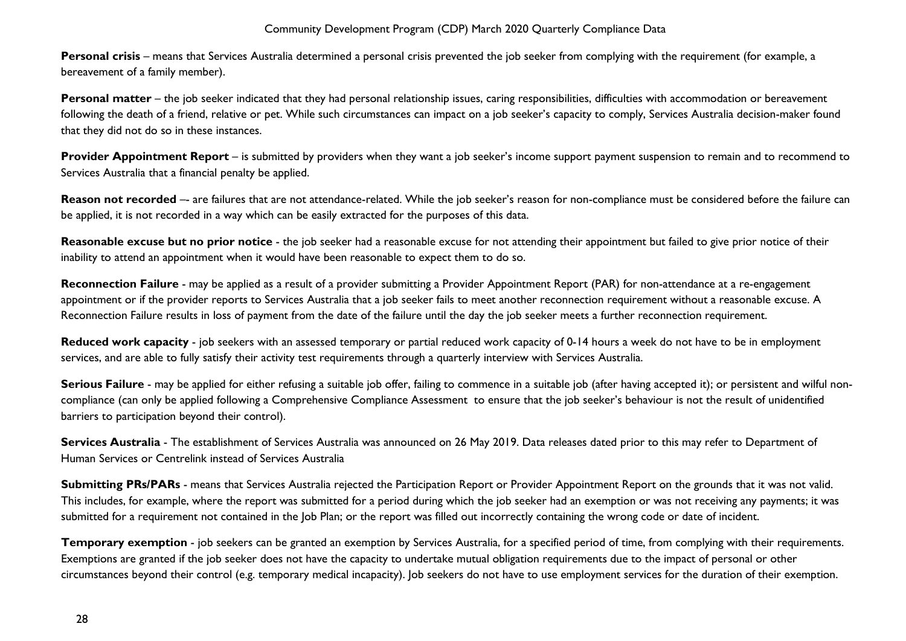**Personal crisis** – means that Services Australia determined a personal crisis prevented the job seeker from complying with the requirement (for example, a bereavement of a family member).

**Personal matter** – the job seeker indicated that they had personal relationship issues, caring responsibilities, difficulties with accommodation or bereavement following the death of a friend, relative or pet. While such circumstances can impact on a job seeker's capacity to comply, Services Australia decision-maker found that they did not do so in these instances.

**Provider Appointment Report** – is submitted by providers when they want a job seeker's income support payment suspension to remain and to recommend to Services Australia that a financial penalty be applied.

**Reason not recorded** –- are failures that are not attendance-related. While the job seeker's reason for non-compliance must be considered before the failure can be applied, it is not recorded in a way which can be easily extracted for the purposes of this data.

**Reasonable excuse but no prior notice** - the job seeker had a reasonable excuse for not attending their appointment but failed to give prior notice of their inability to attend an appointment when it would have been reasonable to expect them to do so.

**Reconnection Failure** - may be applied as a result of a provider submitting a Provider Appointment Report (PAR) for non-attendance at a re-engagement appointment or if the provider reports to Services Australia that a job seeker fails to meet another reconnection requirement without a reasonable excuse. A Reconnection Failure results in loss of payment from the date of the failure until the day the job seeker meets a further reconnection requirement.

**Reduced work capacity** - job seekers with an assessed temporary or partial reduced work capacity of 0-14 hours a week do not have to be in employment services, and are able to fully satisfy their activity test requirements through a quarterly interview with Services Australia.

**Serious Failure** - may be applied for either refusing a suitable job offer, failing to commence in a suitable job (after having accepted it); or persistent and wilful non-compliance (can only be applied following a Comprehensive Compliance Assessment to ensure that the job seeker's behaviour is not the result of unidentified barriers to participation beyond their control).

**Services Australia** - The establishment of Services Australia was announced on 26 May 2019. Data releases dated prior to this may refer to Department of Human Services or Centrelink instead of Services Australia

**Submitting PRs/PARs** - means that Services Australia rejected the Participation Report or Provider Appointment Report on the grounds that it was not valid. This includes, for example, where the report was submitted for a period during which the job seeker had an exemption or was not receiving any payments; it was submitted for a requirement not contained in the Job Plan; or the report was filled out incorrectly containing the wrong code or date of incident.

**Temporary exemption** - job seekers can be granted an exemption by Services Australia, for a specified period of time, from complying with their requirements. Exemptions are granted if the job seeker does not have the capacity to undertake mutual obligation requirements due to the impact of personal or other circumstances beyond their control (e.g. temporary medical incapacity). Job seekers do not have to use employment services for the duration of their exemption.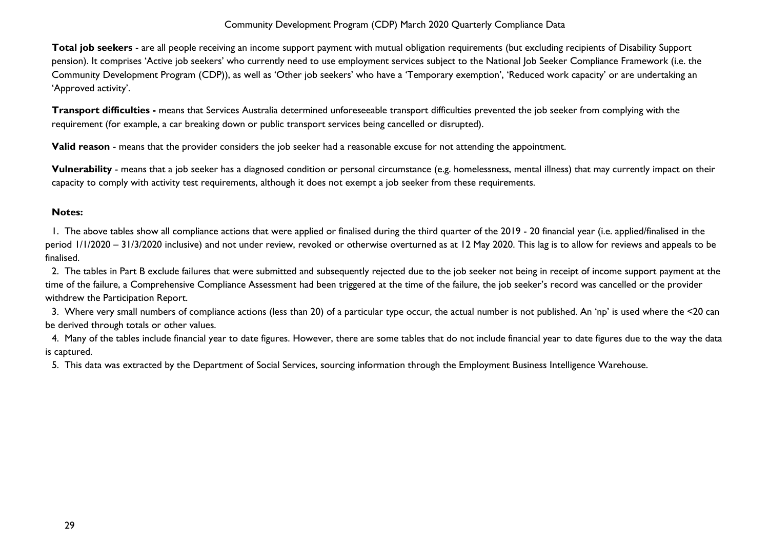**Total job seekers** - are all people receiving an income support payment with mutual obligation requirements (but excluding recipients of Disability Support pension). It comprises 'Active job seekers' who currently need to use employment services subject to the National Job Seeker Compliance Framework (i.e. the Community Development Program (CDP)), as well as 'Other job seekers' who have a 'Temporary exemption', 'Reduced work capacity' or are undertaking an 'Approved activity'.

**Transport difficulties -** means that Services Australia determined unforeseeable transport difficulties prevented the job seeker from complying with the requirement (for example, a car breaking down or public transport services being cancelled or disrupted).

**Valid reason** - means that the provider considers the job seeker had a reasonable excuse for not attending the appointment.

**Vulnerability** - means that a job seeker has a diagnosed condition or personal circumstance (e.g. homelessness, mental illness) that may currently impact on their capacity to comply with activity test requirements, although it does not exempt a job seeker from these requirements.

**Notes:**

1. The above tables show all compliance actions that were applied or finalised during the third quarter of the 2019 - 20 financial year (i.e. applied/finalised in the period 1/1/2020 – 31/3/2020 inclusive) and not under review, revoked or otherwise overturned as at 12 May 2020. This lag is to allow for reviews and appeals to be finalised.
2. The tables in Part B exclude failures that were submitted and subsequently rejected due to the job seeker not being in receipt of income support payment at the time of the failure, a Comprehensive Compliance Assessment had been triggered at the time of the failure, the job seeker's record was cancelled or the provider withdrew the Participation Report.
3. Where very small numbers of compliance actions (less than 20) of a particular type occur, the actual number is not published. An 'np' is used where the <20 can be derived through totals or other values.
4. Many of the tables include financial year to date figures. However, there are some tables that do not include financial year to date figures due to the way the data is captured.
5. This data was extracted by the Department of Social Services, sourcing information through the Employment Business Intelligence Warehouse.